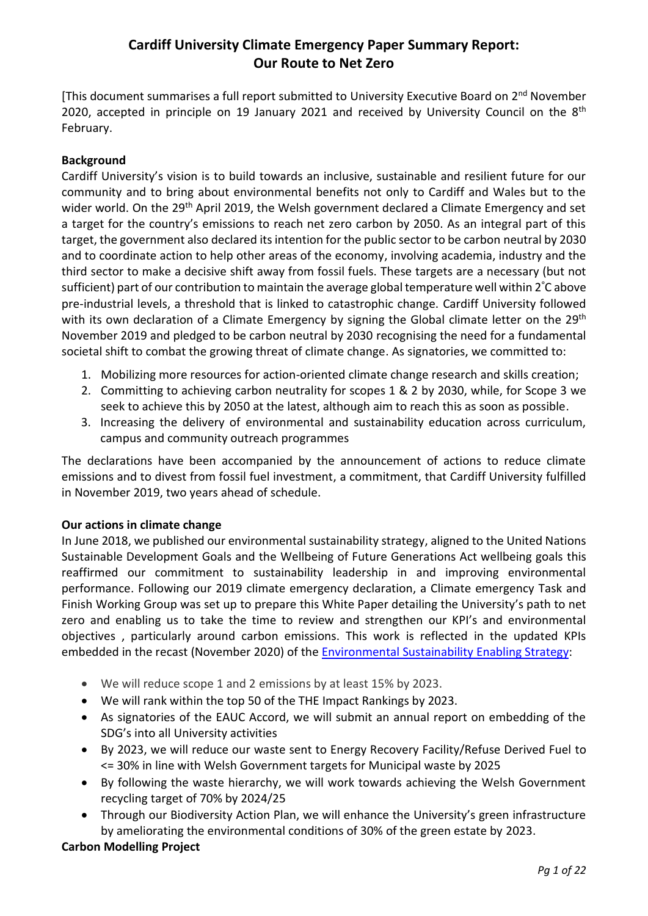# Cardiff University Climate Emergency Paper Summary Report: Our Route to Net Zero

[This document summarises a full report submitted to University Executive Board on 2nd November 2020, accepted in principle on 19 January 2021 and received by University Council on the 8th February.

**Background**

Cardiff University's vision is to build towards an inclusive, sustainable and resilient future for our community and to bring about environmental benefits not only to Cardiff and Wales but to the wider world. On the 29th April 2019, the Welsh government declared a Climate Emergency and set a target for the country's emissions to reach net zero carbon by 2050. As an integral part of this target, the government also declared its intention for the public sector to be carbon neutral by 2030 and to coordinate action to help other areas of the economy, involving academia, industry and the third sector to make a decisive shift away from fossil fuels. These targets are a necessary (but not sufficient) part of our contribution to maintain the average global temperature well within 2˚C above pre-industrial levels, a threshold that is linked to catastrophic change. Cardiff University followed with its own declaration of a Climate Emergency by signing the Global climate letter on the 29th November 2019 and pledged to be carbon neutral by 2030 recognising the need for a fundamental societal shift to combat the growing threat of climate change. As signatories, we committed to:

1. Mobilizing more resources for action-oriented climate change research and skills creation;
2. Committing to achieving carbon neutrality for scopes 1 & 2 by 2030, while, for Scope 3 we seek to achieve this by 2050 at the latest, although aim to reach this as soon as possible.
3. Increasing the delivery of environmental and sustainability education across curriculum, campus and community outreach programmes

The declarations have been accompanied by the announcement of actions to reduce climate emissions and to divest from fossil fuel investment, a commitment, that Cardiff University fulfilled in November 2019, two years ahead of schedule.

**Our actions in climate change**

In June 2018, we published our environmental sustainability strategy, aligned to the United Nations Sustainable Development Goals and the Wellbeing of Future Generations Act wellbeing goals this reaffirmed our commitment to sustainability leadership in and improving environmental performance. Following our 2019 climate emergency declaration, a Climate emergency Task and Finish Working Group was set up to prepare this White Paper detailing the University's path to net zero and enabling us to take the time to review and strengthen our KPI's and environmental objectives , particularly around carbon emissions. This work is reflected in the updated KPIs embedded in the recast (November 2020) of the Environmental Sustainability Enabling Strategy:

- We will reduce scope 1 and 2 emissions by at least 15% by 2023.
- We will rank within the top 50 of the THE Impact Rankings by 2023.
- As signatories of the EAUC Accord, we will submit an annual report on embedding of the SDG's into all University activities
- By 2023, we will reduce our waste sent to Energy Recovery Facility/Refuse Derived Fuel to <= 30% in line with Welsh Government targets for Municipal waste by 2025
- By following the waste hierarchy, we will work towards achieving the Welsh Government recycling target of 70% by 2024/25
- Through our Biodiversity Action Plan, we will enhance the University's green infrastructure by ameliorating the environmental conditions of 30% of the green estate by 2023.

**Carbon Modelling Project**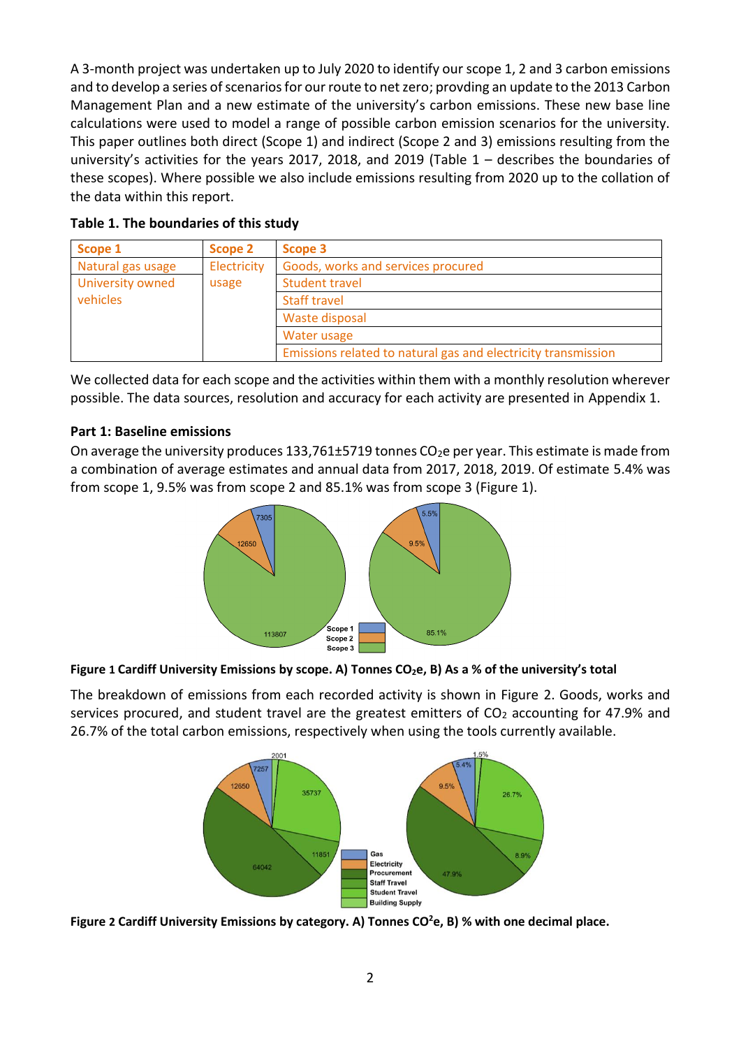A 3-month project was undertaken up to July 2020 to identify our scope 1, 2 and 3 carbon emissions and to develop a series of scenarios for our route to net zero; provding an update to the 2013 Carbon Management Plan and a new estimate of the university's carbon emissions. These new base line calculations were used to model a range of possible carbon emission scenarios for the university. This paper outlines both direct (Scope 1) and indirect (Scope 2 and 3) emissions resulting from the university's activities for the years 2017, 2018, and 2019 (Table 1 – describes the boundaries of these scopes). Where possible we also include emissions resulting from 2020 up to the collation of the data within this report.

**Table 1. The boundaries of this study**

| Scope 1 | Scope 2 | Scope 3 |
|---|---|---|
| Natural gas usage | Electricity usage | Goods, works and services procured |
| University owned vehicles | | Student travel |
| | | Staff travel |
| | | Waste disposal |
| | | Water usage |
| | | Emissions related to natural gas and electricity transmission |

We collected data for each scope and the activities within them with a monthly resolution wherever possible. The data sources, resolution and accuracy for each activity are presented in Appendix 1.

**Part 1: Baseline emissions**

On average the university produces 133,761±5719 tonnes $CO_2e$ per year. This estimate is made from a combination of average estimates and annual data from 2017, 2018, 2019. Of estimate 5.4% was from scope 1, 9.5% was from scope 2 and 85.1% was from scope 3 (Figure 1).

7305
12650
113807
5.5%
9.5%
85.1%
Scope 1
Scope 2
Scope 3

**Figure 1 Cardiff University Emissions by scope. A) Tonnes $CO_2e$, B) As a % of the university's total**

The breakdown of emissions from each recorded activity is shown in Figure 2. Goods, works and services procured, and student travel are the greatest emitters of $CO_2$ accounting for 47.9% and 26.7% of the total carbon emissions, respectively when using the tools currently available.

2001
7257
12650
35737
11851
64042
1.5%
5.4%
9.5%
26.7%
8.9%
47.9%
Gas
Electricity
Procurement
Staff Travel
Student Travel
Building Supply

**Figure 2 Cardiff University Emissions by category. A) Tonnes $CO^2e$, B) % with one decimal place.**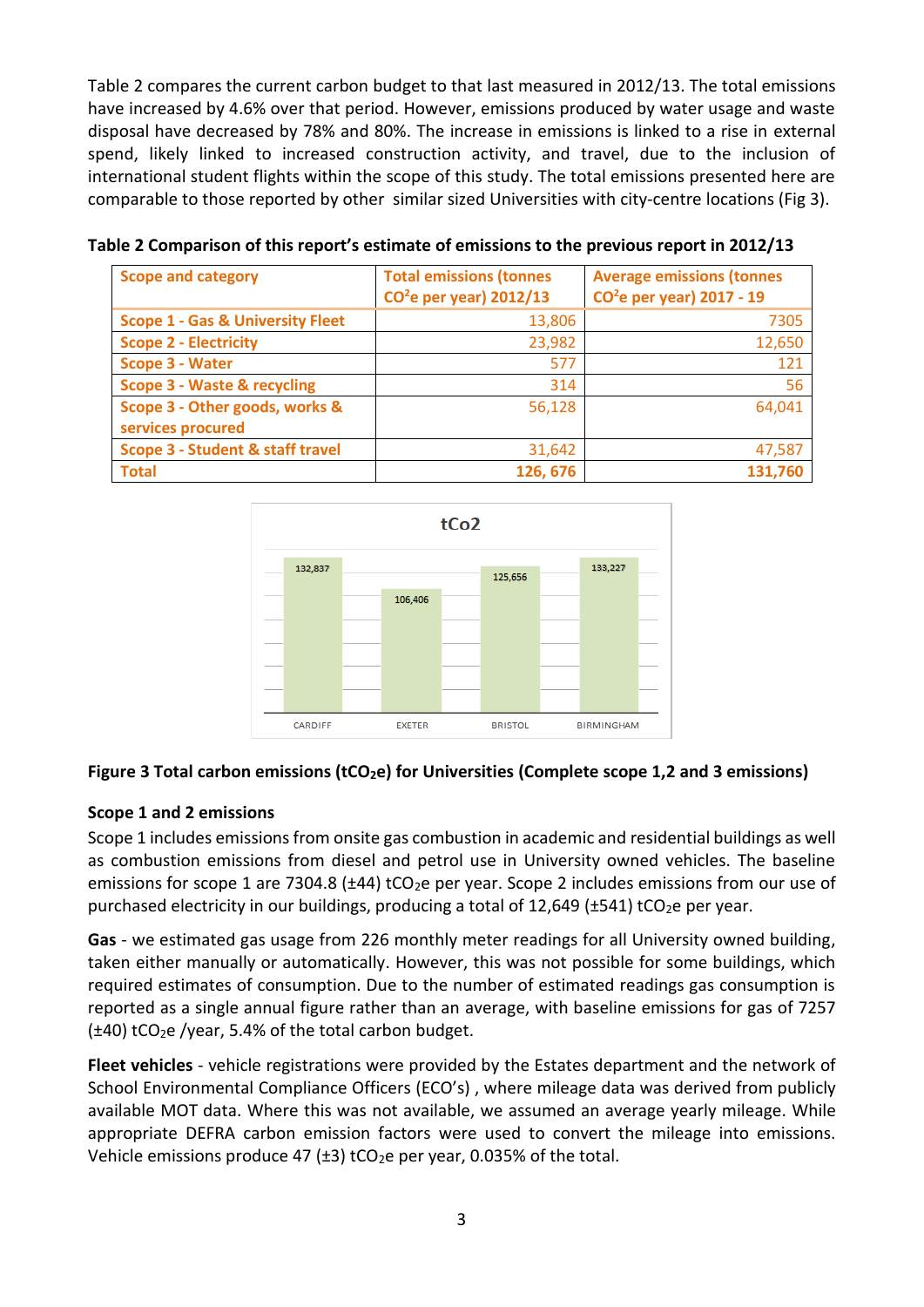Table 2 compares the current carbon budget to that last measured in 2012/13. The total emissions have increased by 4.6% over that period. However, emissions produced by water usage and waste disposal have decreased by 78% and 80%. The increase in emissions is linked to a rise in external spend, likely linked to increased construction activity, and travel, due to the inclusion of international student flights within the scope of this study. The total emissions presented here are comparable to those reported by other similar sized Universities with city-centre locations (Fig 3).

**Table 2 Comparison of this report's estimate of emissions to the previous report in 2012/13**

| Scope and category | Total emissions (tonnes $CO^2e$ per year) 2012/13 | Average emissions (tonnes $CO^2e$ per year) 2017 - 19 |
|---|---|---|
| Scope 1 - Gas & University Fleet | 13,806 | 7305 |
| Scope 2 - Electricity | 23,982 | 12,650 |
| Scope 3 - Water | 577 | 121 |
| Scope 3 - Waste & recycling | 314 | 56 |
| Scope 3 - Other goods, works & services procured | 56,128 | 64,041 |
| Scope 3 - Student & staff travel | 31,642 | 47,587 |
| **Total** | **126, 676** | **131,760** |

tCo2

132,837
106,406
125,656
133,227

CARDIFF
EXETER
BRISTOL
BIRMINGHAM

**Figure 3 Total carbon emissions ($tCO_2e$) for Universities (Complete scope 1,2 and 3 emissions)**

**Scope 1 and 2 emissions**

Scope 1 includes emissions from onsite gas combustion in academic and residential buildings as well as combustion emissions from diesel and petrol use in University owned vehicles. The baseline emissions for scope 1 are 7304.8 (±44) $tCO_2e$ per year. Scope 2 includes emissions from our use of purchased electricity in our buildings, producing a total of 12,649 (±541) $tCO_2e$ per year.

**Gas** - we estimated gas usage from 226 monthly meter readings for all University owned building, taken either manually or automatically. However, this was not possible for some buildings, which required estimates of consumption. Due to the number of estimated readings gas consumption is reported as a single annual figure rather than an average, with baseline emissions for gas of 7257 (±40) $tCO_2e$ /year, 5.4% of the total carbon budget.

**Fleet vehicles** - vehicle registrations were provided by the Estates department and the network of School Environmental Compliance Officers (ECO's) , where mileage data was derived from publicly available MOT data. Where this was not available, we assumed an average yearly mileage. While appropriate DEFRA carbon emission factors were used to convert the mileage into emissions. Vehicle emissions produce 47 (±3) $tCO_2e$ per year, 0.035% of the total.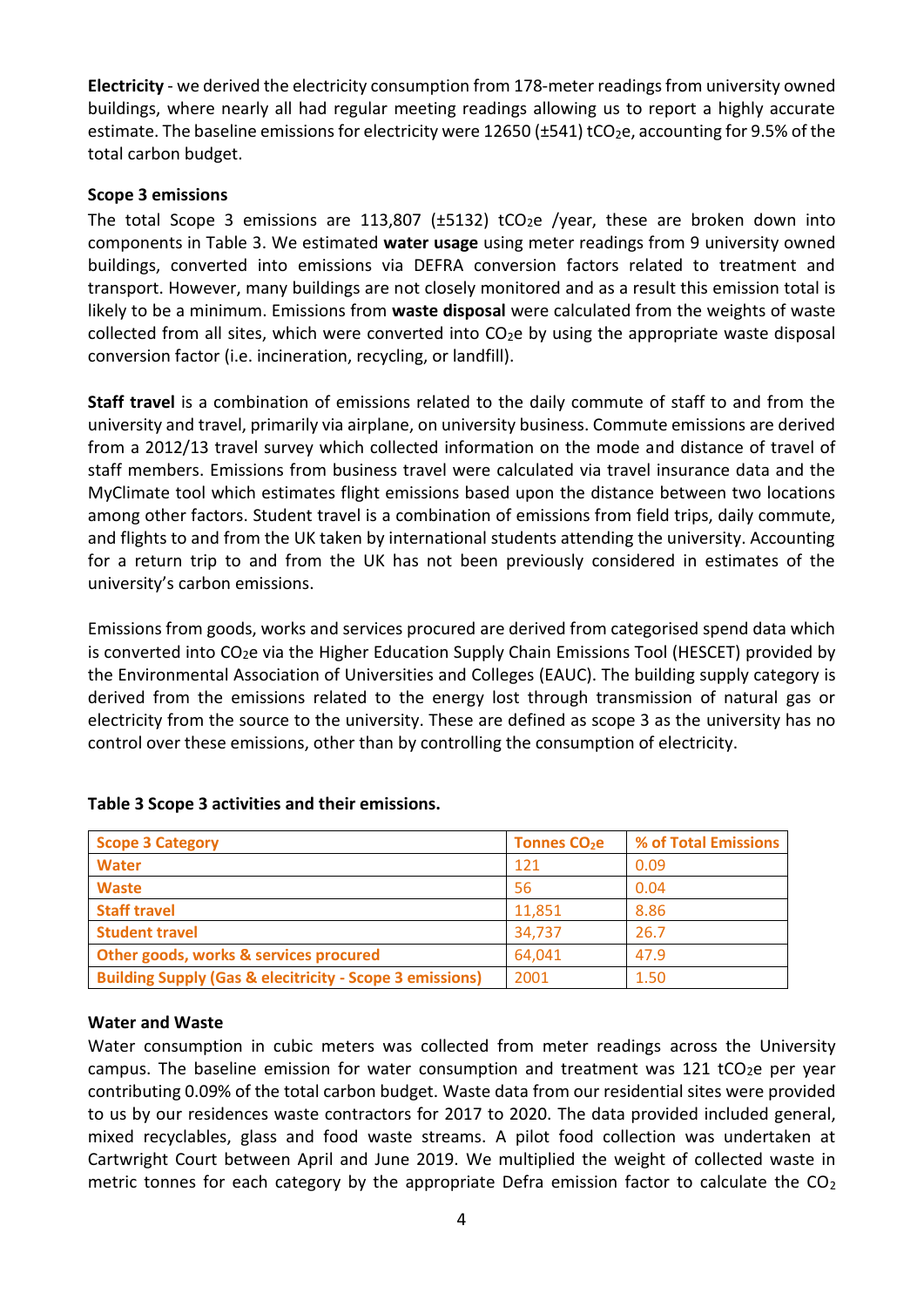**Electricity** - we derived the electricity consumption from 178-meter readings from university owned buildings, where nearly all had regular meeting readings allowing us to report a highly accurate estimate. The baseline emissions for electricity were 12650 (±541) $tCO_2e$, accounting for 9.5% of the total carbon budget.

**Scope 3 emissions**

The total Scope 3 emissions are 113,807 (±5132) $tCO_2e$ /year, these are broken down into components in Table 3. We estimated **water usage** using meter readings from 9 university owned buildings, converted into emissions via DEFRA conversion factors related to treatment and transport. However, many buildings are not closely monitored and as a result this emission total is likely to be a minimum. Emissions from **waste disposal** were calculated from the weights of waste collected from all sites, which were converted into $CO_2e$ by using the appropriate waste disposal conversion factor (i.e. incineration, recycling, or landfill).

**Staff travel** is a combination of emissions related to the daily commute of staff to and from the university and travel, primarily via airplane, on university business. Commute emissions are derived from a 2012/13 travel survey which collected information on the mode and distance of travel of staff members. Emissions from business travel were calculated via travel insurance data and the MyClimate tool which estimates flight emissions based upon the distance between two locations among other factors. Student travel is a combination of emissions from field trips, daily commute, and flights to and from the UK taken by international students attending the university. Accounting for a return trip to and from the UK has not been previously considered in estimates of the university's carbon emissions.

Emissions from goods, works and services procured are derived from categorised spend data which is converted into $CO_2e$ via the Higher Education Supply Chain Emissions Tool (HESCET) provided by the Environmental Association of Universities and Colleges (EAUC). The building supply category is derived from the emissions related to the energy lost through transmission of natural gas or electricity from the source to the university. These are defined as scope 3 as the university has no control over these emissions, other than by controlling the consumption of electricity.

**Table 3 Scope 3 activities and their emissions.**

| Scope 3 Category | Tonnes $CO_2e$ | % of Total Emissions |
|---|---|---|
| Water | 121 | 0.09 |
| Waste | 56 | 0.04 |
| Staff travel | 11,851 | 8.86 |
| Student travel | 34,737 | 26.7 |
| Other goods, works & services procured | 64,041 | 47.9 |
| Building Supply (Gas & elecitricity - Scope 3 emissions) | 2001 | 1.50 |

**Water and Waste**

Water consumption in cubic meters was collected from meter readings across the University campus. The baseline emission for water consumption and treatment was 121 $tCO_2e$ per year contributing 0.09% of the total carbon budget. Waste data from our residential sites were provided to us by our residences waste contractors for 2017 to 2020. The data provided included general, mixed recyclables, glass and food waste streams. A pilot food collection was undertaken at Cartwright Court between April and June 2019. We multiplied the weight of collected waste in metric tonnes for each category by the appropriate Defra emission factor to calculate the $CO_2$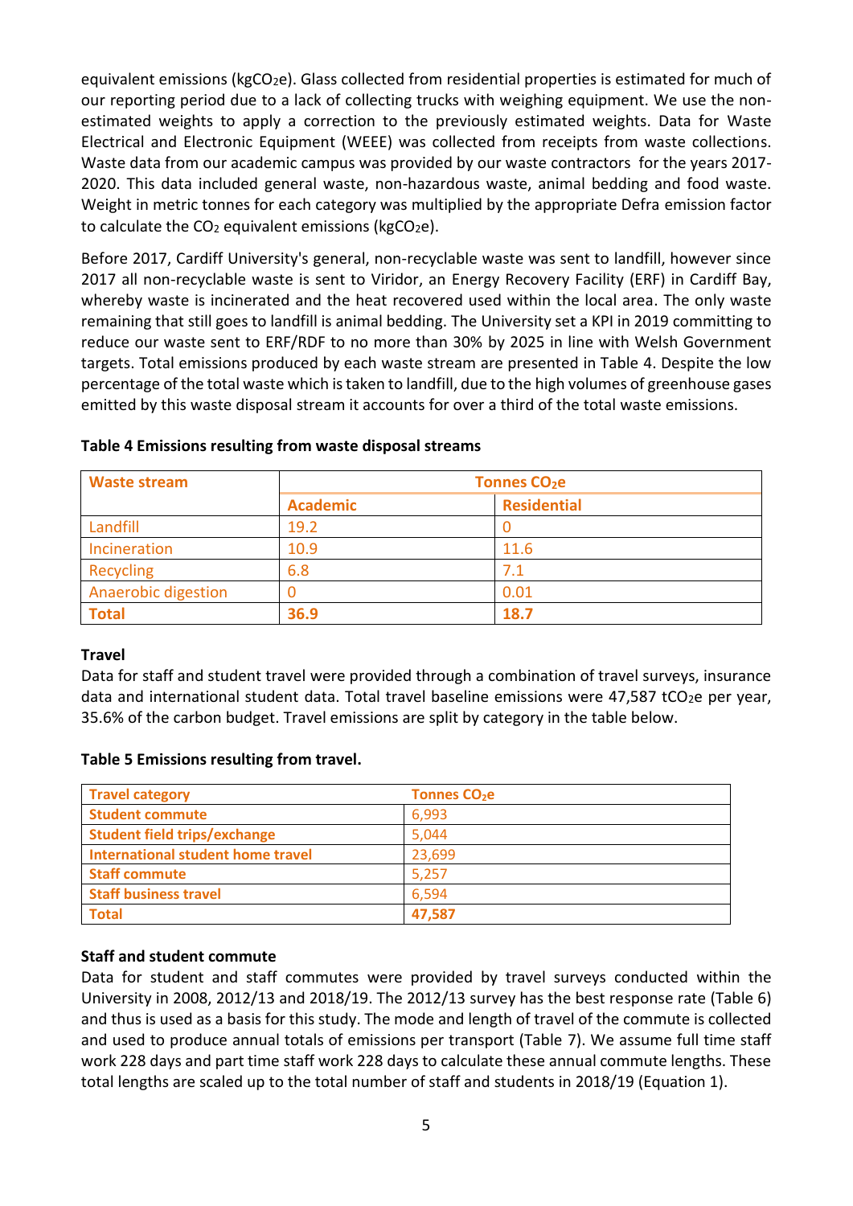equivalent emissions (kg$CO_2$e). Glass collected from residential properties is estimated for much of our reporting period due to a lack of collecting trucks with weighing equipment. We use the non-estimated weights to apply a correction to the previously estimated weights. Data for Waste Electrical and Electronic Equipment (WEEE) was collected from receipts from waste collections. Waste data from our academic campus was provided by our waste contractors for the years 2017-2020. This data included general waste, non-hazardous waste, animal bedding and food waste. Weight in metric tonnes for each category was multiplied by the appropriate Defra emission factor to calculate the $CO_2$ equivalent emissions (kg$CO_2$e).

Before 2017, Cardiff University's general, non-recyclable waste was sent to landfill, however since 2017 all non-recyclable waste is sent to Viridor, an Energy Recovery Facility (ERF) in Cardiff Bay, whereby waste is incinerated and the heat recovered used within the local area. The only waste remaining that still goes to landfill is animal bedding. The University set a KPI in 2019 committing to reduce our waste sent to ERF/RDF to no more than 30% by 2025 in line with Welsh Government targets. Total emissions produced by each waste stream are presented in Table 4. Despite the low percentage of the total waste which is taken to landfill, due to the high volumes of greenhouse gases emitted by this waste disposal stream it accounts for over a third of the total waste emissions.

**Table 4 Emissions resulting from waste disposal streams**

| Waste stream | Tonnes $CO_2$e | |
|---|---|---|
| | Academic | Residential |
| Landfill | 19.2 | 0 |
| Incineration | 10.9 | 11.6 |
| Recycling | 6.8 | 7.1 |
| Anaerobic digestion | 0 | 0.01 |
| **Total** | **36.9** | **18.7** |

**Travel**

Data for staff and student travel were provided through a combination of travel surveys, insurance data and international student data. Total travel baseline emissions were 47,587 t$CO_2$e per year, 35.6% of the carbon budget. Travel emissions are split by category in the table below.

**Table 5 Emissions resulting from travel.**

| Travel category | Tonnes $CO_2$e |
|---|---|
| **Student commute** | 6,993 |
| **Student field trips/exchange** | 5,044 |
| **International student home travel** | 23,699 |
| **Staff commute** | 5,257 |
| **Staff business travel** | 6,594 |
| **Total** | **47,587** |

**Staff and student commute**

Data for student and staff commutes were provided by travel surveys conducted within the University in 2008, 2012/13 and 2018/19. The 2012/13 survey has the best response rate (Table 6) and thus is used as a basis for this study. The mode and length of travel of the commute is collected and used to produce annual totals of emissions per transport (Table 7). We assume full time staff work 228 days and part time staff work 228 days to calculate these annual commute lengths. These total lengths are scaled up to the total number of staff and students in 2018/19 (Equation 1).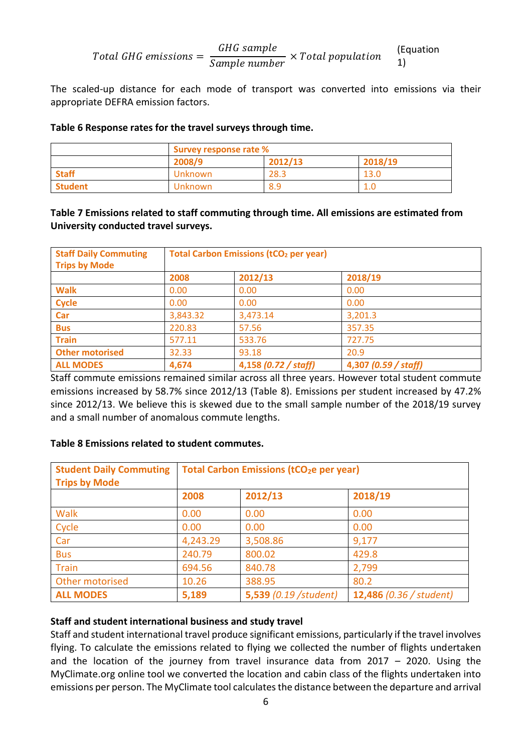$$Total\ GHG\ emissions = \frac{GHG\ sample}{Sample\ number} \times Total\ population \quad \text{(Equation 1)}$$

The scaled-up distance for each mode of transport was converted into emissions via their appropriate DEFRA emission factors.

**Table 6 Response rates for the travel surveys through time.**

| | Survey response rate % | | |
|---|---|---|---|
| | 2008/9 | 2012/13 | 2018/19 |
| **Staff** | Unknown | 28.3 | 13.0 |
| **Student** | Unknown | 8.9 | 1.0 |

**Table 7 Emissions related to staff commuting through time. All emissions are estimated from University conducted travel surveys.**

| **Staff Daily Commuting Trips by Mode** | **Total Carbon Emissions ($tCO_2$ per year)** | | |
|---|---|---|---|
| | **2008** | **2012/13** | **2018/19** |
| **Walk** | 0.00 | 0.00 | 0.00 |
| **Cycle** | 0.00 | 0.00 | 0.00 |
| **Car** | 3,843.32 | 3,473.14 | 3,201.3 |
| **Bus** | 220.83 | 57.56 | 357.35 |
| **Train** | 577.11 | 533.76 | 727.75 |
| **Other motorised** | 32.33 | 93.18 | 20.9 |
| **ALL MODES** | **4,674** | **4,158** ***(0.72 / staff)*** | **4,307** ***(0.59 / staff)*** |

Staff commute emissions remained similar across all three years. However total student commute emissions increased by 58.7% since 2012/13 (Table 8). Emissions per student increased by 47.2% since 2012/13. We believe this is skewed due to the small sample number of the 2018/19 survey and a small number of anomalous commute lengths.

**Table 8 Emissions related to student commutes.**

| **Student Daily Commuting Trips by Mode** | **Total Carbon Emissions ($tCO_2e$ per year)** | | |
|---|---|---|---|
| | **2008** | **2012/13** | **2018/19** |
| Walk | 0.00 | 0.00 | 0.00 |
| Cycle | 0.00 | 0.00 | 0.00 |
| Car | 4,243.29 | 3,508.86 | 9,177 |
| Bus | 240.79 | 800.02 | 429.8 |
| Train | 694.56 | 840.78 | 2,799 |
| Other motorised | 10.26 | 388.95 | 80.2 |
| **ALL MODES** | **5,189** | **5,539** *(0.19 /student)* | **12,486** *(0.36 / student)* |

**Staff and student international business and study travel**

Staff and student international travel produce significant emissions, particularly if the travel involves flying. To calculate the emissions related to flying we collected the number of flights undertaken and the location of the journey from travel insurance data from 2017 – 2020. Using the MyClimate.org online tool we converted the location and cabin class of the flights undertaken into emissions per person. The MyClimate tool calculates the distance between the departure and arrival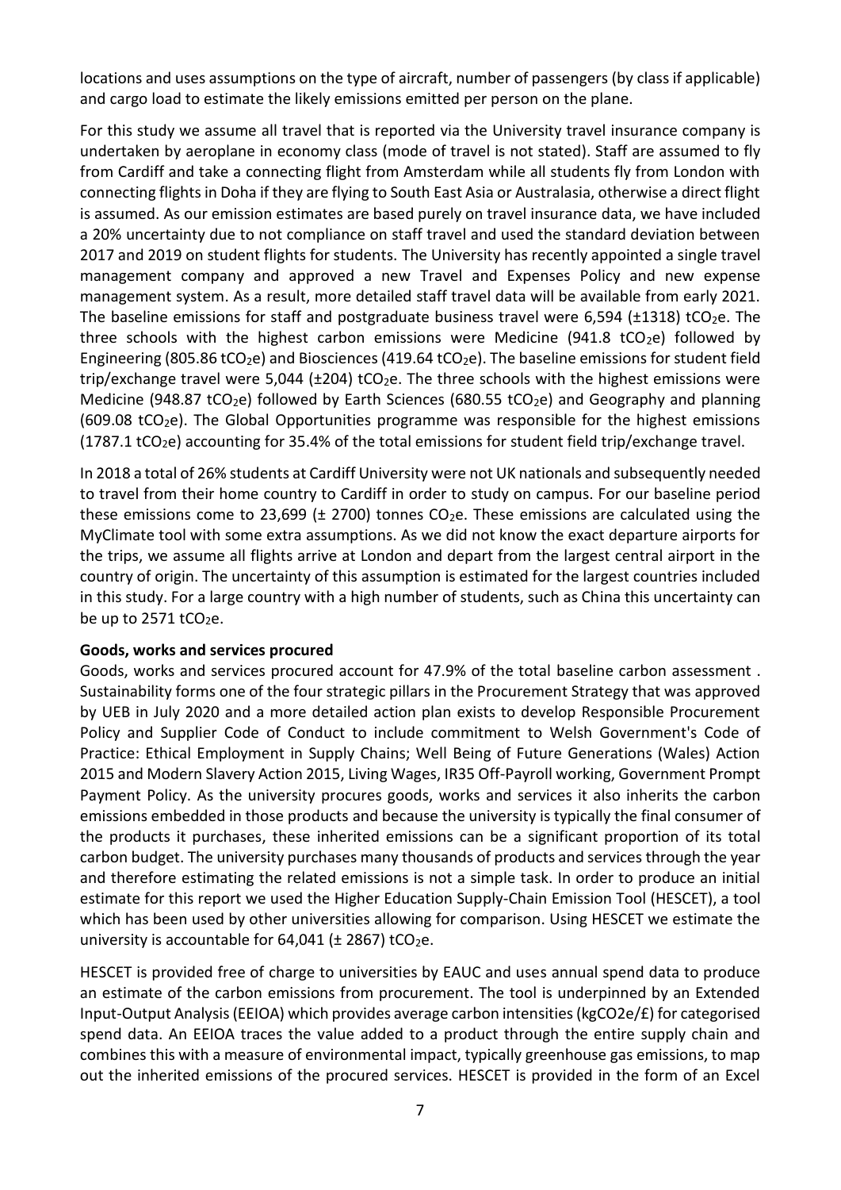locations and uses assumptions on the type of aircraft, number of passengers (by class if applicable) and cargo load to estimate the likely emissions emitted per person on the plane.

For this study we assume all travel that is reported via the University travel insurance company is undertaken by aeroplane in economy class (mode of travel is not stated). Staff are assumed to fly from Cardiff and take a connecting flight from Amsterdam while all students fly from London with connecting flights in Doha if they are flying to South East Asia or Australasia, otherwise a direct flight is assumed. As our emission estimates are based purely on travel insurance data, we have included a 20% uncertainty due to not compliance on staff travel and used the standard deviation between 2017 and 2019 on student flights for students. The University has recently appointed a single travel management company and approved a new Travel and Expenses Policy and new expense management system. As a result, more detailed staff travel data will be available from early 2021. The baseline emissions for staff and postgraduate business travel were 6,594 (±1318) $tCO_2e$. The three schools with the highest carbon emissions were Medicine (941.8 $tCO_2e$) followed by Engineering (805.86 $tCO_2e$) and Biosciences (419.64 $tCO_2e$). The baseline emissions for student field trip/exchange travel were 5,044 (±204) $tCO_2e$. The three schools with the highest emissions were Medicine (948.87 $tCO_2e$) followed by Earth Sciences (680.55 $tCO_2e$) and Geography and planning (609.08 $tCO_2e$). The Global Opportunities programme was responsible for the highest emissions (1787.1 $tCO_2e$) accounting for 35.4% of the total emissions for student field trip/exchange travel.

In 2018 a total of 26% students at Cardiff University were not UK nationals and subsequently needed to travel from their home country to Cardiff in order to study on campus. For our baseline period these emissions come to 23,699 (± 2700) tonnes $CO_2e$. These emissions are calculated using the MyClimate tool with some extra assumptions. As we did not know the exact departure airports for the trips, we assume all flights arrive at London and depart from the largest central airport in the country of origin. The uncertainty of this assumption is estimated for the largest countries included in this study. For a large country with a high number of students, such as China this uncertainty can be up to 2571 $tCO_2e$.

**Goods, works and services procured**

Goods, works and services procured account for 47.9% of the total baseline carbon assessment . Sustainability forms one of the four strategic pillars in the Procurement Strategy that was approved by UEB in July 2020 and a more detailed action plan exists to develop Responsible Procurement Policy and Supplier Code of Conduct to include commitment to Welsh Government's Code of Practice: Ethical Employment in Supply Chains; Well Being of Future Generations (Wales) Action 2015 and Modern Slavery Action 2015, Living Wages, IR35 Off-Payroll working, Government Prompt Payment Policy. As the university procures goods, works and services it also inherits the carbon emissions embedded in those products and because the university is typically the final consumer of the products it purchases, these inherited emissions can be a significant proportion of its total carbon budget. The university purchases many thousands of products and services through the year and therefore estimating the related emissions is not a simple task. In order to produce an initial estimate for this report we used the Higher Education Supply-Chain Emission Tool (HESCET), a tool which has been used by other universities allowing for comparison. Using HESCET we estimate the university is accountable for 64,041 (± 2867) $tCO_2e$.

HESCET is provided free of charge to universities by EAUC and uses annual spend data to produce an estimate of the carbon emissions from procurement. The tool is underpinned by an Extended Input-Output Analysis (EEIOA) which provides average carbon intensities (kgCO2e/£) for categorised spend data. An EEIOA traces the value added to a product through the entire supply chain and combines this with a measure of environmental impact, typically greenhouse gas emissions, to map out the inherited emissions of the procured services. HESCET is provided in the form of an Excel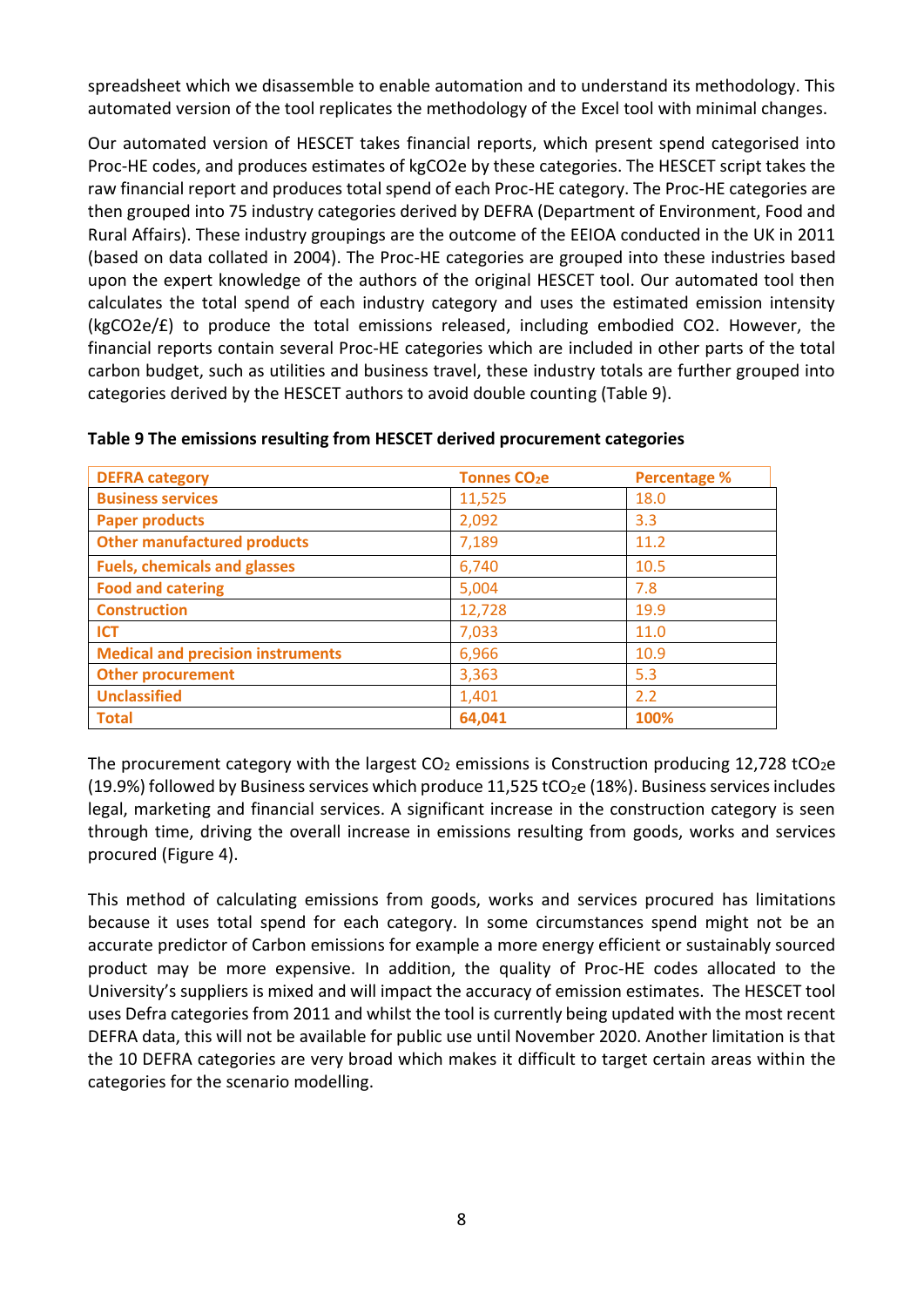spreadsheet which we disassemble to enable automation and to understand its methodology. This automated version of the tool replicates the methodology of the Excel tool with minimal changes.

Our automated version of HESCET takes financial reports, which present spend categorised into Proc-HE codes, and produces estimates of kgCO2e by these categories. The HESCET script takes the raw financial report and produces total spend of each Proc-HE category. The Proc-HE categories are then grouped into 75 industry categories derived by DEFRA (Department of Environment, Food and Rural Affairs). These industry groupings are the outcome of the EEIOA conducted in the UK in 2011 (based on data collated in 2004). The Proc-HE categories are grouped into these industries based upon the expert knowledge of the authors of the original HESCET tool. Our automated tool then calculates the total spend of each industry category and uses the estimated emission intensity (kgCO2e/£) to produce the total emissions released, including embodied CO2. However, the financial reports contain several Proc-HE categories which are included in other parts of the total carbon budget, such as utilities and business travel, these industry totals are further grouped into categories derived by the HESCET authors to avoid double counting (Table 9).

**Table 9 The emissions resulting from HESCET derived procurement categories**

| DEFRA category | Tonnes $CO_2e$ | Percentage % |
|---|---|---|
| Business services | 11,525 | 18.0 |
| Paper products | 2,092 | 3.3 |
| Other manufactured products | 7,189 | 11.2 |
| Fuels, chemicals and glasses | 6,740 | 10.5 |
| Food and catering | 5,004 | 7.8 |
| Construction | 12,728 | 19.9 |
| ICT | 7,033 | 11.0 |
| Medical and precision instruments | 6,966 | 10.9 |
| Other procurement | 3,363 | 5.3 |
| Unclassified | 1,401 | 2.2 |
| **Total** | **64,041** | **100%** |

The procurement category with the largest $CO_2$ emissions is Construction producing 12,728 $tCO_2e$ (19.9%) followed by Business services which produce 11,525 $tCO_2e$ (18%). Business services includes legal, marketing and financial services. A significant increase in the construction category is seen through time, driving the overall increase in emissions resulting from goods, works and services procured (Figure 4).

This method of calculating emissions from goods, works and services procured has limitations because it uses total spend for each category. In some circumstances spend might not be an accurate predictor of Carbon emissions for example a more energy efficient or sustainably sourced product may be more expensive. In addition, the quality of Proc-HE codes allocated to the University's suppliers is mixed and will impact the accuracy of emission estimates. The HESCET tool uses Defra categories from 2011 and whilst the tool is currently being updated with the most recent DEFRA data, this will not be available for public use until November 2020. Another limitation is that the 10 DEFRA categories are very broad which makes it difficult to target certain areas within the categories for the scenario modelling.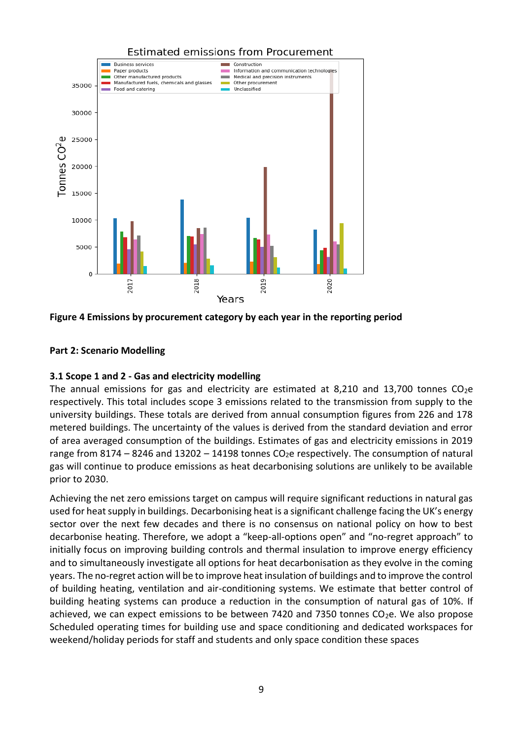Estimated emissions from Procurement

Business services
Paper products
Other manufactured products
Manufactured fuels, chemicals and glasses
Food and catering
Construction
Information and communication technologies
Medical and precision instruments
Other procurement
Unclassified

Tonnes $CO^2e$

35000
30000
25000
20000
15000
10000
5000
0

2017
2018
2019
2020

Years

**Figure 4 Emissions by procurement category by each year in the reporting period**

**Part 2: Scenario Modelling**

**3.1 Scope 1 and 2 - Gas and electricity modelling**

The annual emissions for gas and electricity are estimated at 8,210 and 13,700 tonnes $CO_2e$ respectively. This total includes scope 3 emissions related to the transmission from supply to the university buildings. These totals are derived from annual consumption figures from 226 and 178 metered buildings. The uncertainty of the values is derived from the standard deviation and error of area averaged consumption of the buildings. Estimates of gas and electricity emissions in 2019 range from 8174 – 8246 and 13202 – 14198 tonnes $CO_2e$ respectively. The consumption of natural gas will continue to produce emissions as heat decarbonising solutions are unlikely to be available prior to 2030.

Achieving the net zero emissions target on campus will require significant reductions in natural gas used for heat supply in buildings. Decarbonising heat is a significant challenge facing the UK's energy sector over the next few decades and there is no consensus on national policy on how to best decarbonise heating. Therefore, we adopt a "keep-all-options open" and "no-regret approach" to initially focus on improving building controls and thermal insulation to improve energy efficiency and to simultaneously investigate all options for heat decarbonisation as they evolve in the coming years. The no-regret action will be to improve heat insulation of buildings and to improve the control of building heating, ventilation and air-conditioning systems. We estimate that better control of building heating systems can produce a reduction in the consumption of natural gas of 10%. If achieved, we can expect emissions to be between 7420 and 7350 tonnes $CO_2e$. We also propose Scheduled operating times for building use and space conditioning and dedicated workspaces for weekend/holiday periods for staff and students and only space condition these spaces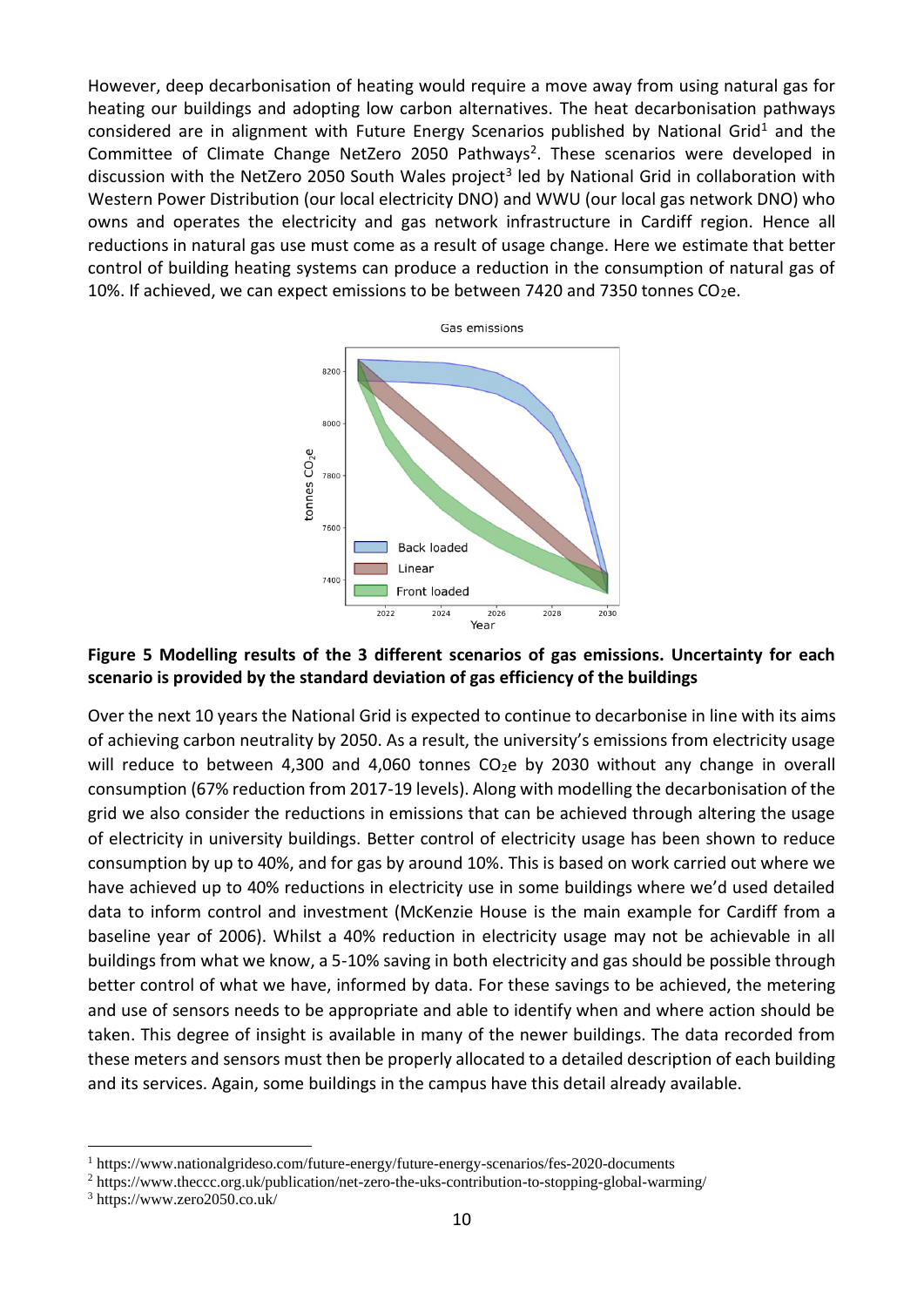However, deep decarbonisation of heating would require a move away from using natural gas for heating our buildings and adopting low carbon alternatives. The heat decarbonisation pathways considered are in alignment with Future Energy Scenarios published by National Grid[1] and the Committee of Climate Change NetZero 2050 Pathways[2]. These scenarios were developed in discussion with the NetZero 2050 South Wales project[3] led by National Grid in collaboration with Western Power Distribution (our local electricity DNO) and WWU (our local gas network DNO) who owns and operates the electricity and gas network infrastructure in Cardiff region. Hence all reductions in natural gas use must come as a result of usage change. Here we estimate that better control of building heating systems can produce a reduction in the consumption of natural gas of 10%. If achieved, we can expect emissions to be between 7420 and 7350 tonnes $CO_2$e.

Gas emissions

tonnes $CO_2$e

8200
8000
7800
7600
7400

2022
2024
2026
2028
2030

Year

Back loaded
Linear
Front loaded

**Figure 5 Modelling results of the 3 different scenarios of gas emissions. Uncertainty for each scenario is provided by the standard deviation of gas efficiency of the buildings**

Over the next 10 years the National Grid is expected to continue to decarbonise in line with its aims of achieving carbon neutrality by 2050. As a result, the university's emissions from electricity usage will reduce to between 4,300 and 4,060 tonnes $CO_2$e by 2030 without any change in overall consumption (67% reduction from 2017-19 levels). Along with modelling the decarbonisation of the grid we also consider the reductions in emissions that can be achieved through altering the usage of electricity in university buildings. Better control of electricity usage has been shown to reduce consumption by up to 40%, and for gas by around 10%. This is based on work carried out where we have achieved up to 40% reductions in electricity use in some buildings where we'd used detailed data to inform control and investment (McKenzie House is the main example for Cardiff from a baseline year of 2006). Whilst a 40% reduction in electricity usage may not be achievable in all buildings from what we know, a 5-10% saving in both electricity and gas should be possible through better control of what we have, informed by data. For these savings to be achieved, the metering and use of sensors needs to be appropriate and able to identify when and where action should be taken. This degree of insight is available in many of the newer buildings. The data recorded from these meters and sensors must then be properly allocated to a detailed description of each building and its services. Again, some buildings in the campus have this detail already available.

[1] https://www.nationalgrideso.com/future-energy/future-energy-scenarios/fes-2020-documents

[2] https://www.theccc.org.uk/publication/net-zero-the-uks-contribution-to-stopping-global-warming/

[3] https://www.zero2050.co.uk/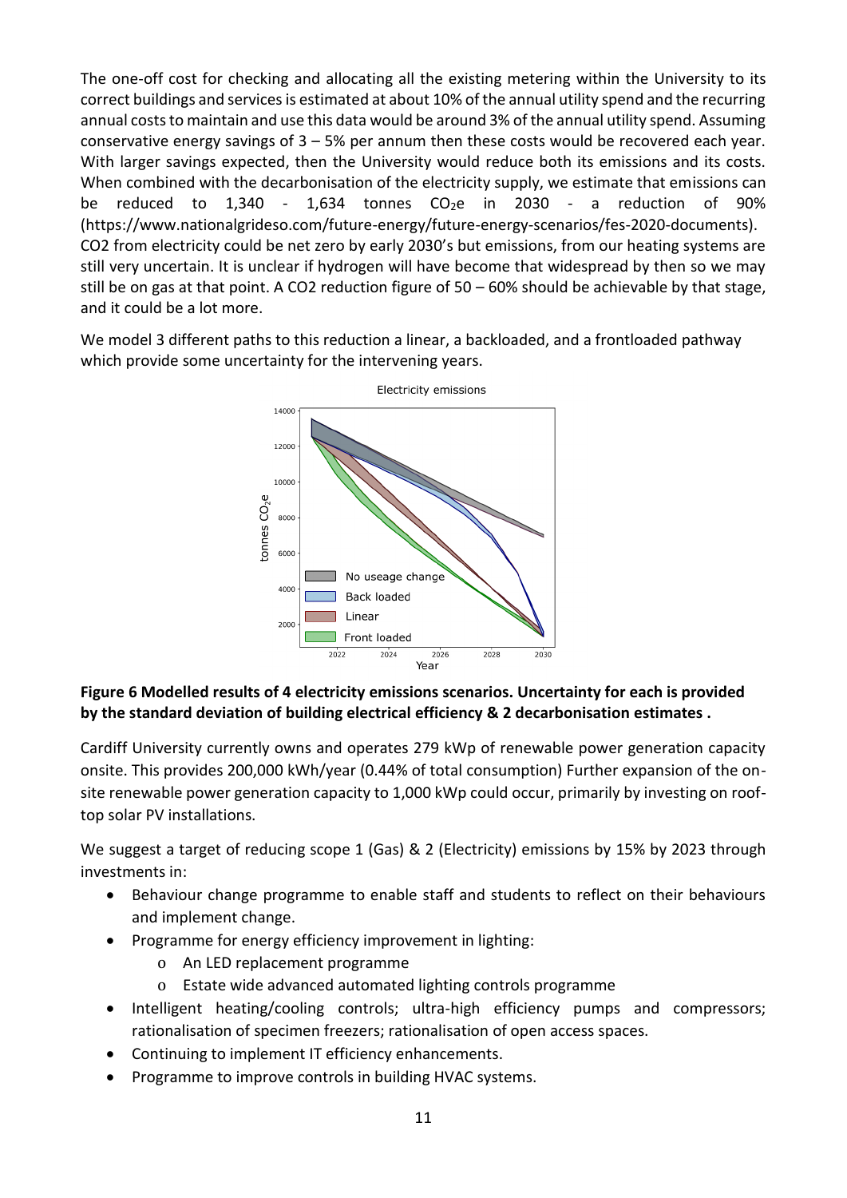The one-off cost for checking and allocating all the existing metering within the University to its correct buildings and services is estimated at about 10% of the annual utility spend and the recurring annual costs to maintain and use this data would be around 3% of the annual utility spend. Assuming conservative energy savings of 3 – 5% per annum then these costs would be recovered each year. With larger savings expected, then the University would reduce both its emissions and its costs. When combined with the decarbonisation of the electricity supply, we estimate that emissions can be reduced to 1,340 - 1,634 tonnes $CO_2$e in 2030 - a reduction of 90% (https://www.nationalgrideso.com/future-energy/future-energy-scenarios/fes-2020-documents). CO2 from electricity could be net zero by early 2030's but emissions, from our heating systems are still very uncertain. It is unclear if hydrogen will have become that widespread by then so we may still be on gas at that point. A CO2 reduction figure of 50 – 60% should be achievable by that stage, and it could be a lot more.

We model 3 different paths to this reduction a linear, a backloaded, and a frontloaded pathway which provide some uncertainty for the intervening years.

Electricity emissions

tonnes $CO_2$e

14000
12000
10000
8000
6000
4000
2000

2022
2024
2026
2028
2030

Year

No useage change
Back loaded
Linear
Front loaded

**Figure 6 Modelled results of 4 electricity emissions scenarios. Uncertainty for each is provided by the standard deviation of building electrical efficiency & 2 decarbonisation estimates .**

Cardiff University currently owns and operates 279 kWp of renewable power generation capacity onsite. This provides 200,000 kWh/year (0.44% of total consumption) Further expansion of the on-site renewable power generation capacity to 1,000 kWp could occur, primarily by investing on roof-top solar PV installations.

We suggest a target of reducing scope 1 (Gas) & 2 (Electricity) emissions by 15% by 2023 through investments in:

- Behaviour change programme to enable staff and students to reflect on their behaviours and implement change.
- Programme for energy efficiency improvement in lighting:
  - An LED replacement programme
  - Estate wide advanced automated lighting controls programme
- Intelligent heating/cooling controls; ultra-high efficiency pumps and compressors; rationalisation of specimen freezers; rationalisation of open access spaces.
- Continuing to implement IT efficiency enhancements.
- Programme to improve controls in building HVAC systems.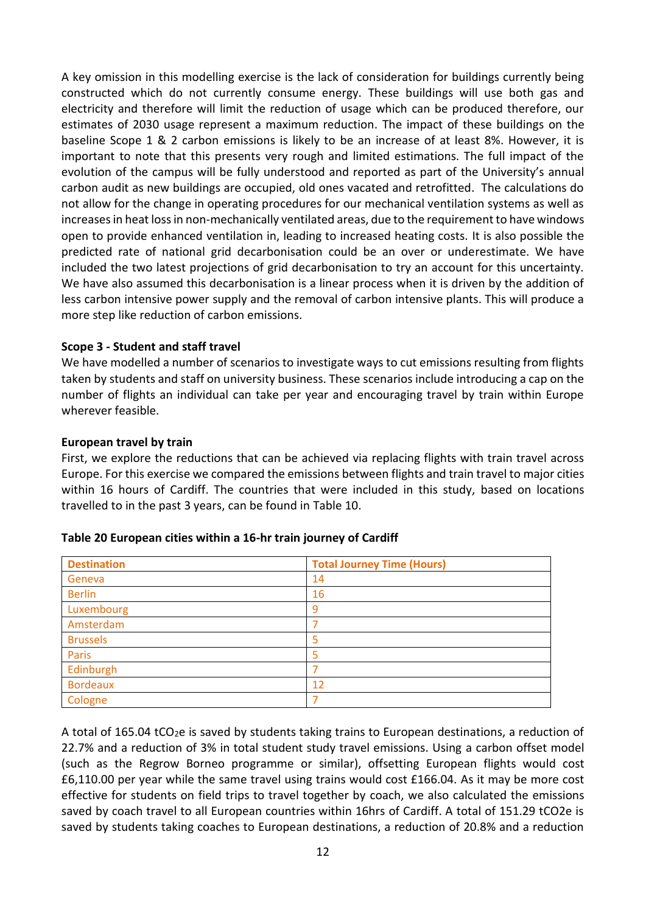A key omission in this modelling exercise is the lack of consideration for buildings currently being constructed which do not currently consume energy. These buildings will use both gas and electricity and therefore will limit the reduction of usage which can be produced therefore, our estimates of 2030 usage represent a maximum reduction. The impact of these buildings on the baseline Scope 1 & 2 carbon emissions is likely to be an increase of at least 8%. However, it is important to note that this presents very rough and limited estimations. The full impact of the evolution of the campus will be fully understood and reported as part of the University's annual carbon audit as new buildings are occupied, old ones vacated and retrofitted. The calculations do not allow for the change in operating procedures for our mechanical ventilation systems as well as increases in heat loss in non-mechanically ventilated areas, due to the requirement to have windows open to provide enhanced ventilation in, leading to increased heating costs. It is also possible the predicted rate of national grid decarbonisation could be an over or underestimate. We have included the two latest projections of grid decarbonisation to try an account for this uncertainty. We have also assumed this decarbonisation is a linear process when it is driven by the addition of less carbon intensive power supply and the removal of carbon intensive plants. This will produce a more step like reduction of carbon emissions.

**Scope 3 - Student and staff travel**

We have modelled a number of scenarios to investigate ways to cut emissions resulting from flights taken by students and staff on university business. These scenarios include introducing a cap on the number of flights an individual can take per year and encouraging travel by train within Europe wherever feasible.

**European travel by train**

First, we explore the reductions that can be achieved via replacing flights with train travel across Europe. For this exercise we compared the emissions between flights and train travel to major cities within 16 hours of Cardiff. The countries that were included in this study, based on locations travelled to in the past 3 years, can be found in Table 10.

**Table 20 European cities within a 16-hr train journey of Cardiff**

| Destination | Total Journey Time (Hours) |
|---|---|
| Geneva | 14 |
| Berlin | 16 |
| Luxembourg | 9 |
| Amsterdam | 7 |
| Brussels | 5 |
| Paris | 5 |
| Edinburgh | 7 |
| Bordeaux | 12 |
| Cologne | 7 |

A total of 165.04 $tCO_2e$ is saved by students taking trains to European destinations, a reduction of 22.7% and a reduction of 3% in total student study travel emissions. Using a carbon offset model (such as the Regrow Borneo programme or similar), offsetting European flights would cost £6,110.00 per year while the same travel using trains would cost £166.04. As it may be more cost effective for students on field trips to travel together by coach, we also calculated the emissions saved by coach travel to all European countries within 16hrs of Cardiff. A total of 151.29 $tCO_2e$ is saved by students taking coaches to European destinations, a reduction of 20.8% and a reduction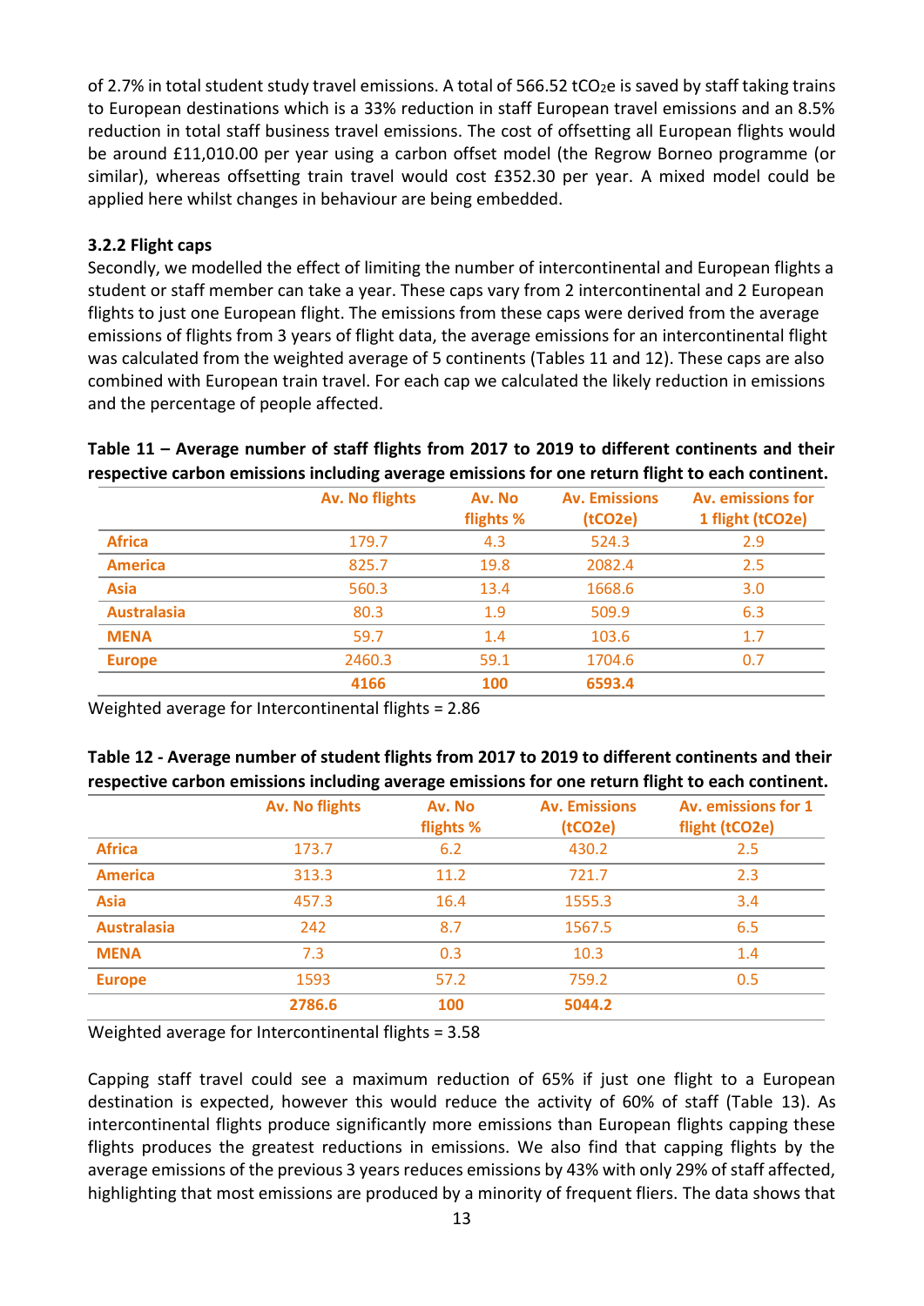of 2.7% in total student study travel emissions. A total of 566.52 $tCO_2e$ is saved by staff taking trains to European destinations which is a 33% reduction in staff European travel emissions and an 8.5% reduction in total staff business travel emissions. The cost of offsetting all European flights would be around £11,010.00 per year using a carbon offset model (the Regrow Borneo programme (or similar), whereas offsetting train travel would cost £352.30 per year. A mixed model could be applied here whilst changes in behaviour are being embedded.

### 3.2.2 Flight caps

Secondly, we modelled the effect of limiting the number of intercontinental and European flights a student or staff member can take a year. These caps vary from 2 intercontinental and 2 European flights to just one European flight. The emissions from these caps were derived from the average emissions of flights from 3 years of flight data, the average emissions for an intercontinental flight was calculated from the weighted average of 5 continents (Tables 11 and 12). These caps are also combined with European train travel. For each cap we calculated the likely reduction in emissions and the percentage of people affected.

**Table 11 – Average number of staff flights from 2017 to 2019 to different continents and their respective carbon emissions including average emissions for one return flight to each continent.**

| | Av. No flights | Av. No flights % | Av. Emissions (tCO2e) | Av. emissions for 1 flight (tCO2e) |
|---|---|---|---|---|
| **Africa** | 179.7 | 4.3 | 524.3 | 2.9 |
| **America** | 825.7 | 19.8 | 2082.4 | 2.5 |
| **Asia** | 560.3 | 13.4 | 1668.6 | 3.0 |
| **Australasia** | 80.3 | 1.9 | 509.9 | 6.3 |
| **MENA** | 59.7 | 1.4 | 103.6 | 1.7 |
| **Europe** | 2460.3 | 59.1 | 1704.6 | 0.7 |
| | **4166** | **100** | **6593.4** | |

Weighted average for Intercontinental flights = 2.86

**Table 12 - Average number of student flights from 2017 to 2019 to different continents and their respective carbon emissions including average emissions for one return flight to each continent.**

| | Av. No flights | Av. No flights % | Av. Emissions (tCO2e) | Av. emissions for 1 flight (tCO2e) |
|---|---|---|---|---|
| **Africa** | 173.7 | 6.2 | 430.2 | 2.5 |
| **America** | 313.3 | 11.2 | 721.7 | 2.3 |
| **Asia** | 457.3 | 16.4 | 1555.3 | 3.4 |
| **Australasia** | 242 | 8.7 | 1567.5 | 6.5 |
| **MENA** | 7.3 | 0.3 | 10.3 | 1.4 |
| **Europe** | 1593 | 57.2 | 759.2 | 0.5 |
| | **2786.6** | **100** | **5044.2** | |

Weighted average for Intercontinental flights = 3.58

Capping staff travel could see a maximum reduction of 65% if just one flight to a European destination is expected, however this would reduce the activity of 60% of staff (Table 13). As intercontinental flights produce significantly more emissions than European flights capping these flights produces the greatest reductions in emissions. We also find that capping flights by the average emissions of the previous 3 years reduces emissions by 43% with only 29% of staff affected, highlighting that most emissions are produced by a minority of frequent fliers. The data shows that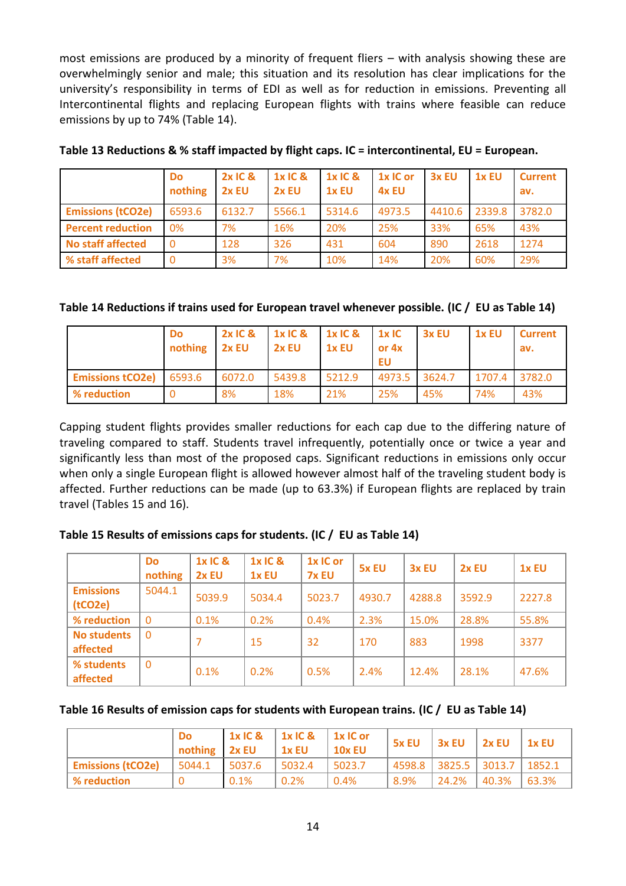most emissions are produced by a minority of frequent fliers – with analysis showing these are overwhelmingly senior and male; this situation and its resolution has clear implications for the university's responsibility in terms of EDI as well as for reduction in emissions. Preventing all Intercontinental flights and replacing European flights with trains where feasible can reduce emissions by up to 74% (Table 14).

**Table 13 Reductions & % staff impacted by flight caps. IC = intercontinental, EU = European.**

| | Do nothing | 2x IC & 2x EU | 1x IC & 2x EU | 1x IC & 1x EU | 1x IC or 4x EU | 3x EU | 1x EU | Current av. |
|---|---|---|---|---|---|---|---|---|
| Emissions (tCO2e) | 6593.6 | 6132.7 | 5566.1 | 5314.6 | 4973.5 | 4410.6 | 2339.8 | 3782.0 |
| Percent reduction | 0% | 7% | 16% | 20% | 25% | 33% | 65% | 43% |
| No staff affected | 0 | 128 | 326 | 431 | 604 | 890 | 2618 | 1274 |
| % staff affected | 0 | 3% | 7% | 10% | 14% | 20% | 60% | 29% |

**Table 14 Reductions if trains used for European travel whenever possible. (IC / EU as Table 14)**

| | Do nothing | 2x IC & 2x EU | 1x IC & 2x EU | 1x IC & 1x EU | 1x IC or 4x EU | 3x EU | 1x EU | Current av. |
|---|---|---|---|---|---|---|---|---|
| Emissions tCO2e) | 6593.6 | 6072.0 | 5439.8 | 5212.9 | 4973.5 | 3624.7 | 1707.4 | 3782.0 |
| % reduction | 0 | 8% | 18% | 21% | 25% | 45% | 74% | 43% |

Capping student flights provides smaller reductions for each cap due to the differing nature of traveling compared to staff. Students travel infrequently, potentially once or twice a year and significantly less than most of the proposed caps. Significant reductions in emissions only occur when only a single European flight is allowed however almost half of the traveling student body is affected. Further reductions can be made (up to 63.3%) if European flights are replaced by train travel (Tables 15 and 16).

**Table 15 Results of emissions caps for students. (IC / EU as Table 14)**

| | Do nothing | 1x IC & 2x EU | 1x IC & 1x EU | 1x IC or 7x EU | 5x EU | 3x EU | 2x EU | 1x EU |
|---|---|---|---|---|---|---|---|---|
| Emissions (tCO2e) | 5044.1 | 5039.9 | 5034.4 | 5023.7 | 4930.7 | 4288.8 | 3592.9 | 2227.8 |
| % reduction | 0 | 0.1% | 0.2% | 0.4% | 2.3% | 15.0% | 28.8% | 55.8% |
| No students affected | 0 | 7 | 15 | 32 | 170 | 883 | 1998 | 3377 |
| % students affected | 0 | 0.1% | 0.2% | 0.5% | 2.4% | 12.4% | 28.1% | 47.6% |

**Table 16 Results of emission caps for students with European trains. (IC / EU as Table 14)**

| | Do nothing | 1x IC & 2x EU | 1x IC & 1x EU | 1x IC or 10x EU | 5x EU | 3x EU | 2x EU | 1x EU |
|---|---|---|---|---|---|---|---|---|
| Emissions (tCO2e) | 5044.1 | 5037.6 | 5032.4 | 5023.7 | 4598.8 | 3825.5 | 3013.7 | 1852.1 |
| % reduction | 0 | 0.1% | 0.2% | 0.4% | 8.9% | 24.2% | 40.3% | 63.3% |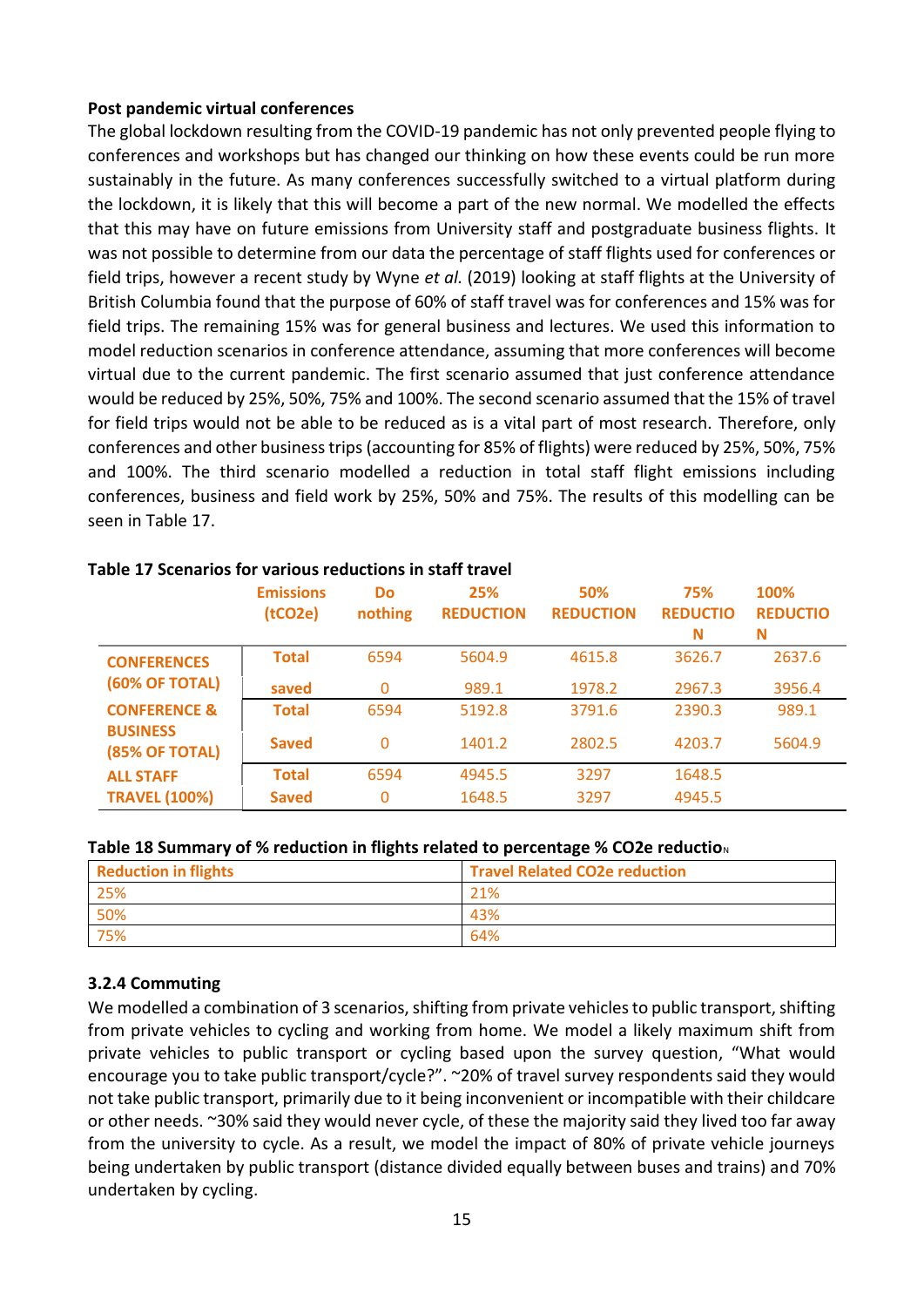**Post pandemic virtual conferences**

The global lockdown resulting from the COVID-19 pandemic has not only prevented people flying to conferences and workshops but has changed our thinking on how these events could be run more sustainably in the future. As many conferences successfully switched to a virtual platform during the lockdown, it is likely that this will become a part of the new normal. We modelled the effects that this may have on future emissions from University staff and postgraduate business flights. It was not possible to determine from our data the percentage of staff flights used for conferences or field trips, however a recent study by Wyne *et al.* (2019) looking at staff flights at the University of British Columbia found that the purpose of 60% of staff travel was for conferences and 15% was for field trips. The remaining 15% was for general business and lectures. We used this information to model reduction scenarios in conference attendance, assuming that more conferences will become virtual due to the current pandemic. The first scenario assumed that just conference attendance would be reduced by 25%, 50%, 75% and 100%. The second scenario assumed that the 15% of travel for field trips would not be able to be reduced as is a vital part of most research. Therefore, only conferences and other business trips (accounting for 85% of flights) were reduced by 25%, 50%, 75% and 100%. The third scenario modelled a reduction in total staff flight emissions including conferences, business and field work by 25%, 50% and 75%. The results of this modelling can be seen in Table 17.

**Table 17 Scenarios for various reductions in staff travel**

| | Emissions ($tCO_2e$) | Do nothing | 25% REDUCTION | 50% REDUCTION | 75% REDUCTION | 100% REDUCTION |
|---|---|---|---|---|---|---|
| CONFERENCES (60% OF TOTAL) | Total | 6594 | 5604.9 | 4615.8 | 3626.7 | 2637.6 |
| | saved | 0 | 989.1 | 1978.2 | 2967.3 | 3956.4 |
| CONFERENCE & BUSINESS (85% OF TOTAL) | Total | 6594 | 5192.8 | 3791.6 | 2390.3 | 989.1 |
| | Saved | 0 | 1401.2 | 2802.5 | 4203.7 | 5604.9 |
| ALL STAFF TRAVEL (100%) | Total | 6594 | 4945.5 | 3297 | 1648.5 | |
| | Saved | 0 | 1648.5 | 3297 | 4945.5 | |

**Table 18 Summary of % reduction in flights related to percentage % CO2e reduction**

| Reduction in flights | Travel Related CO2e reduction |
|---|---|
| 25% | 21% |
| 50% | 43% |
| 75% | 64% |

### 3.2.4 Commuting

We modelled a combination of 3 scenarios, shifting from private vehicles to public transport, shifting from private vehicles to cycling and working from home. We model a likely maximum shift from private vehicles to public transport or cycling based upon the survey question, "What would encourage you to take public transport/cycle?". ~20% of travel survey respondents said they would not take public transport, primarily due to it being inconvenient or incompatible with their childcare or other needs. ~30% said they would never cycle, of these the majority said they lived too far away from the university to cycle. As a result, we model the impact of 80% of private vehicle journeys being undertaken by public transport (distance divided equally between buses and trains) and 70% undertaken by cycling.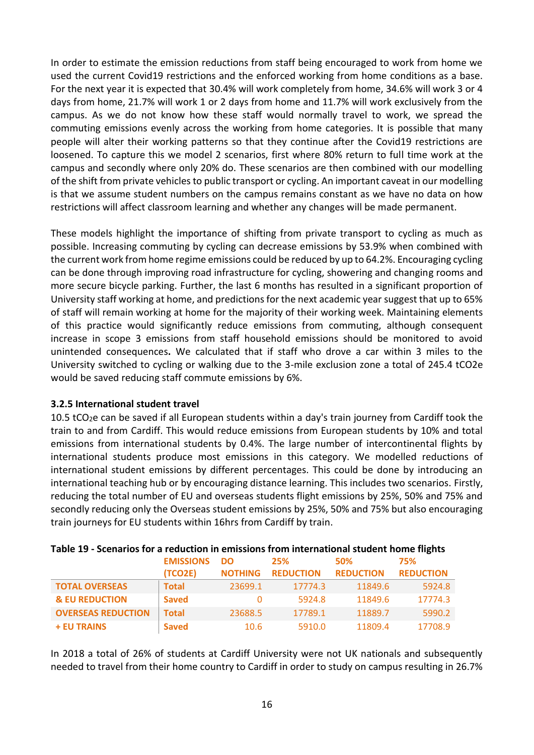In order to estimate the emission reductions from staff being encouraged to work from home we used the current Covid19 restrictions and the enforced working from home conditions as a base. For the next year it is expected that 30.4% will work completely from home, 34.6% will work 3 or 4 days from home, 21.7% will work 1 or 2 days from home and 11.7% will work exclusively from the campus. As we do not know how these staff would normally travel to work, we spread the commuting emissions evenly across the working from home categories. It is possible that many people will alter their working patterns so that they continue after the Covid19 restrictions are loosened. To capture this we model 2 scenarios, first where 80% return to full time work at the campus and secondly where only 20% do. These scenarios are then combined with our modelling of the shift from private vehicles to public transport or cycling. An important caveat in our modelling is that we assume student numbers on the campus remains constant as we have no data on how restrictions will affect classroom learning and whether any changes will be made permanent.

These models highlight the importance of shifting from private transport to cycling as much as possible. Increasing commuting by cycling can decrease emissions by 53.9% when combined with the current work from home regime emissions could be reduced by up to 64.2%. Encouraging cycling can be done through improving road infrastructure for cycling, showering and changing rooms and more secure bicycle parking. Further, the last 6 months has resulted in a significant proportion of University staff working at home, and predictions for the next academic year suggest that up to 65% of staff will remain working at home for the majority of their working week. Maintaining elements of this practice would significantly reduce emissions from commuting, although consequent increase in scope 3 emissions from staff household emissions should be monitored to avoid unintended consequences**.** We calculated that if staff who drove a car within 3 miles to the University switched to cycling or walking due to the 3-mile exclusion zone a total of 245.4 tCO2e would be saved reducing staff commute emissions by 6%.

### 3.2.5 International student travel

10.5 $tCO_2e$ can be saved if all European students within a day's train journey from Cardiff took the train to and from Cardiff. This would reduce emissions from European students by 10% and total emissions from international students by 0.4%. The large number of intercontinental flights by international students produce most emissions in this category. We modelled reductions of international student emissions by different percentages. This could be done by introducing an international teaching hub or by encouraging distance learning. This includes two scenarios. Firstly, reducing the total number of EU and overseas students flight emissions by 25%, 50% and 75% and secondly reducing only the Overseas student emissions by 25%, 50% and 75% but also encouraging train journeys for EU students within 16hrs from Cardiff by train.

**Table 19 - Scenarios for a reduction in emissions from international student home flights**

| | EMISSIONS (TCO2E) | DO NOTHING | 25% REDUCTION | 50% REDUCTION | 75% REDUCTION |
|---|---|---|---|---|---|
| TOTAL OVERSEAS | Total | 23699.1 | 17774.3 | 11849.6 | 5924.8 |
| & EU REDUCTION | Saved | 0 | 5924.8 | 11849.6 | 17774.3 |
| OVERSEAS REDUCTION | Total | 23688.5 | 17789.1 | 11889.7 | 5990.2 |
| + EU TRAINS | Saved | 10.6 | 5910.0 | 11809.4 | 17708.9 |

In 2018 a total of 26% of students at Cardiff University were not UK nationals and subsequently needed to travel from their home country to Cardiff in order to study on campus resulting in 26.7%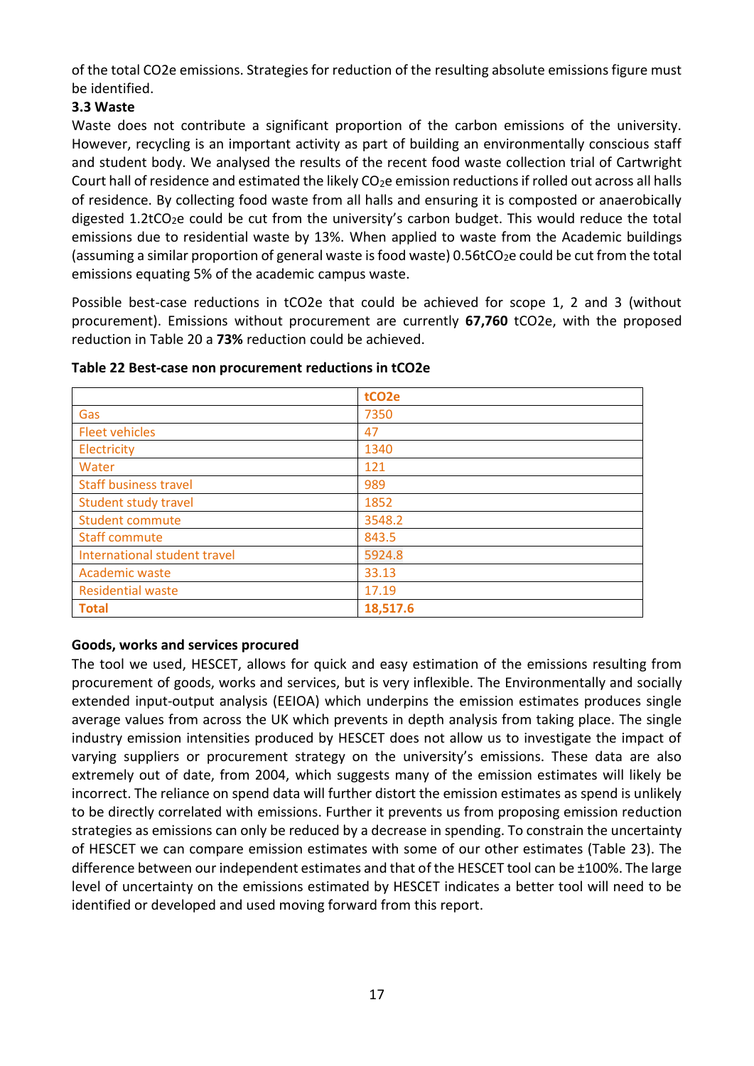of the total CO2e emissions. Strategies for reduction of the resulting absolute emissions figure must be identified.

### 3.3 Waste

Waste does not contribute a significant proportion of the carbon emissions of the university. However, recycling is an important activity as part of building an environmentally conscious staff and student body. We analysed the results of the recent food waste collection trial of Cartwright Court hall of residence and estimated the likely $CO_2$e emission reductions if rolled out across all halls of residence. By collecting food waste from all halls and ensuring it is composted or anaerobically digested 1.2t$CO_2$e could be cut from the university's carbon budget. This would reduce the total emissions due to residential waste by 13%. When applied to waste from the Academic buildings (assuming a similar proportion of general waste is food waste) 0.56t$CO_2$e could be cut from the total emissions equating 5% of the academic campus waste.

Possible best-case reductions in tCO2e that could be achieved for scope 1, 2 and 3 (without procurement). Emissions without procurement are currently **67,760** tCO2e, with the proposed reduction in Table 20 a **73%** reduction could be achieved.

**Table 22 Best-case non procurement reductions in tCO2e**

| | tCO2e |
|---|---|
| Gas | 7350 |
| Fleet vehicles | 47 |
| Electricity | 1340 |
| Water | 121 |
| Staff business travel | 989 |
| Student study travel | 1852 |
| Student commute | 3548.2 |
| Staff commute | 843.5 |
| International student travel | 5924.8 |
| Academic waste | 33.13 |
| Residential waste | 17.19 |
| **Total** | **18,517.6** |

**Goods, works and services procured**

The tool we used, HESCET, allows for quick and easy estimation of the emissions resulting from procurement of goods, works and services, but is very inflexible. The Environmentally and socially extended input-output analysis (EEIOA) which underpins the emission estimates produces single average values from across the UK which prevents in depth analysis from taking place. The single industry emission intensities produced by HESCET does not allow us to investigate the impact of varying suppliers or procurement strategy on the university's emissions. These data are also extremely out of date, from 2004, which suggests many of the emission estimates will likely be incorrect. The reliance on spend data will further distort the emission estimates as spend is unlikely to be directly correlated with emissions. Further it prevents us from proposing emission reduction strategies as emissions can only be reduced by a decrease in spending. To constrain the uncertainty of HESCET we can compare emission estimates with some of our other estimates (Table 23). The difference between our independent estimates and that of the HESCET tool can be ±100%. The large level of uncertainty on the emissions estimated by HESCET indicates a better tool will need to be identified or developed and used moving forward from this report.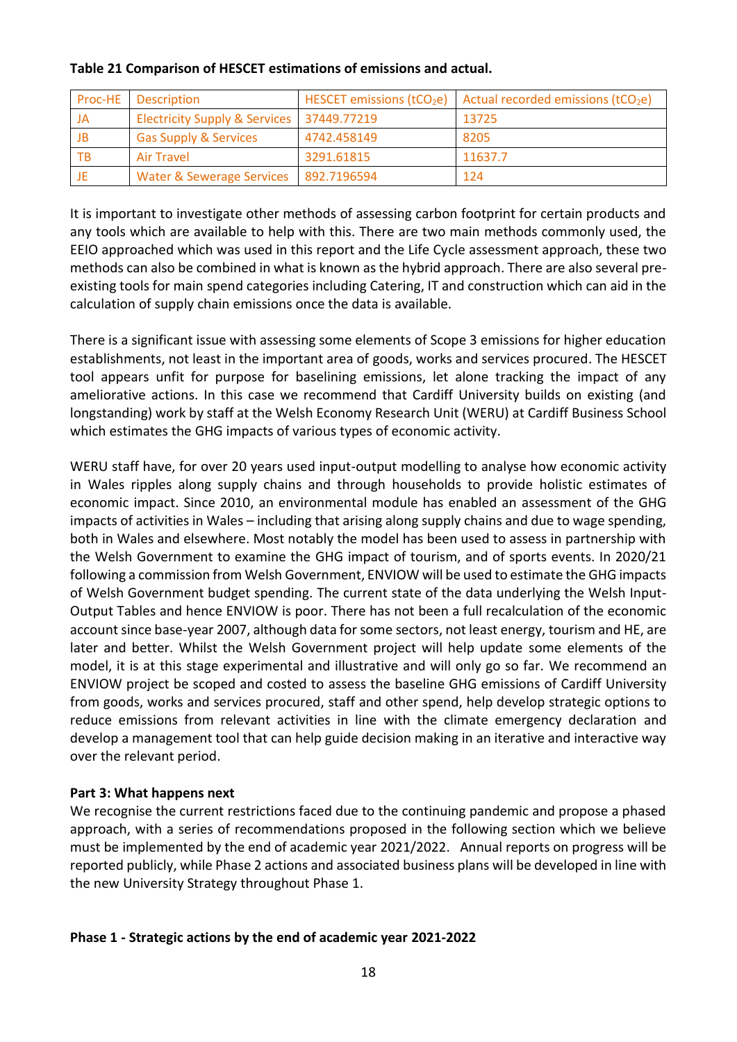**Table 21 Comparison of HESCET estimations of emissions and actual.**

| Proc-HE | Description | HESCET emissions ($tCO_2e$) | Actual recorded emissions ($tCO_2e$) |
|---|---|---|---|
| JA | Electricity Supply & Services | 37449.77219 | 13725 |
| JB | Gas Supply & Services | 4742.458149 | 8205 |
| TB | Air Travel | 3291.61815 | 11637.7 |
| JE | Water & Sewerage Services | 892.7196594 | 124 |

It is important to investigate other methods of assessing carbon footprint for certain products and any tools which are available to help with this. There are two main methods commonly used, the EEIO approached which was used in this report and the Life Cycle assessment approach, these two methods can also be combined in what is known as the hybrid approach. There are also several pre-existing tools for main spend categories including Catering, IT and construction which can aid in the calculation of supply chain emissions once the data is available.

There is a significant issue with assessing some elements of Scope 3 emissions for higher education establishments, not least in the important area of goods, works and services procured. The HESCET tool appears unfit for purpose for baselining emissions, let alone tracking the impact of any ameliorative actions. In this case we recommend that Cardiff University builds on existing (and longstanding) work by staff at the Welsh Economy Research Unit (WERU) at Cardiff Business School which estimates the GHG impacts of various types of economic activity.

WERU staff have, for over 20 years used input-output modelling to analyse how economic activity in Wales ripples along supply chains and through households to provide holistic estimates of economic impact. Since 2010, an environmental module has enabled an assessment of the GHG impacts of activities in Wales – including that arising along supply chains and due to wage spending, both in Wales and elsewhere. Most notably the model has been used to assess in partnership with the Welsh Government to examine the GHG impact of tourism, and of sports events. In 2020/21 following a commission from Welsh Government, ENVIOW will be used to estimate the GHG impacts of Welsh Government budget spending. The current state of the data underlying the Welsh Input-Output Tables and hence ENVIOW is poor. There has not been a full recalculation of the economic account since base-year 2007, although data for some sectors, not least energy, tourism and HE, are later and better. Whilst the Welsh Government project will help update some elements of the model, it is at this stage experimental and illustrative and will only go so far. We recommend an ENVIOW project be scoped and costed to assess the baseline GHG emissions of Cardiff University from goods, works and services procured, staff and other spend, help develop strategic options to reduce emissions from relevant activities in line with the climate emergency declaration and develop a management tool that can help guide decision making in an iterative and interactive way over the relevant period.

**Part 3: What happens next**

We recognise the current restrictions faced due to the continuing pandemic and propose a phased approach, with a series of recommendations proposed in the following section which we believe must be implemented by the end of academic year 2021/2022. Annual reports on progress will be reported publicly, while Phase 2 actions and associated business plans will be developed in line with the new University Strategy throughout Phase 1.

**Phase 1 - Strategic actions by the end of academic year 2021-2022**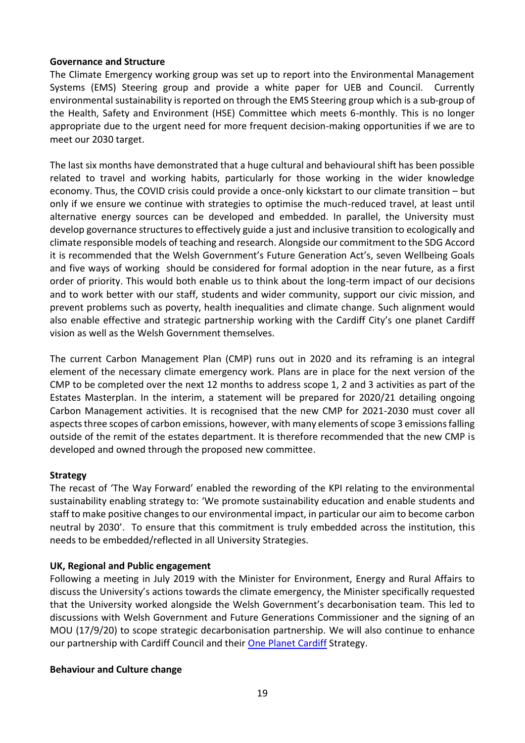**Governance and Structure**

The Climate Emergency working group was set up to report into the Environmental Management Systems (EMS) Steering group and provide a white paper for UEB and Council. Currently environmental sustainability is reported on through the EMS Steering group which is a sub-group of the Health, Safety and Environment (HSE) Committee which meets 6-monthly. This is no longer appropriate due to the urgent need for more frequent decision-making opportunities if we are to meet our 2030 target.

The last six months have demonstrated that a huge cultural and behavioural shift has been possible related to travel and working habits, particularly for those working in the wider knowledge economy. Thus, the COVID crisis could provide a once-only kickstart to our climate transition – but only if we ensure we continue with strategies to optimise the much-reduced travel, at least until alternative energy sources can be developed and embedded. In parallel, the University must develop governance structures to effectively guide a just and inclusive transition to ecologically and climate responsible models of teaching and research. Alongside our commitment to the SDG Accord it is recommended that the Welsh Government's Future Generation Act's, seven Wellbeing Goals and five ways of working should be considered for formal adoption in the near future, as a first order of priority. This would both enable us to think about the long-term impact of our decisions and to work better with our staff, students and wider community, support our civic mission, and prevent problems such as poverty, health inequalities and climate change. Such alignment would also enable effective and strategic partnership working with the Cardiff City's one planet Cardiff vision as well as the Welsh Government themselves.

The current Carbon Management Plan (CMP) runs out in 2020 and its reframing is an integral element of the necessary climate emergency work. Plans are in place for the next version of the CMP to be completed over the next 12 months to address scope 1, 2 and 3 activities as part of the Estates Masterplan. In the interim, a statement will be prepared for 2020/21 detailing ongoing Carbon Management activities. It is recognised that the new CMP for 2021-2030 must cover all aspects three scopes of carbon emissions, however, with many elements of scope 3 emissions falling outside of the remit of the estates department. It is therefore recommended that the new CMP is developed and owned through the proposed new committee.

**Strategy**

The recast of 'The Way Forward' enabled the rewording of the KPI relating to the environmental sustainability enabling strategy to: 'We promote sustainability education and enable students and staff to make positive changes to our environmental impact, in particular our aim to become carbon neutral by 2030'. To ensure that this commitment is truly embedded across the institution, this needs to be embedded/reflected in all University Strategies.

**UK, Regional and Public engagement**

Following a meeting in July 2019 with the Minister for Environment, Energy and Rural Affairs to discuss the University's actions towards the climate emergency, the Minister specifically requested that the University worked alongside the Welsh Government's decarbonisation team. This led to discussions with Welsh Government and Future Generations Commissioner and the signing of an MOU (17/9/20) to scope strategic decarbonisation partnership. We will also continue to enhance our partnership with Cardiff Council and their One Planet Cardiff Strategy.

**Behaviour and Culture change**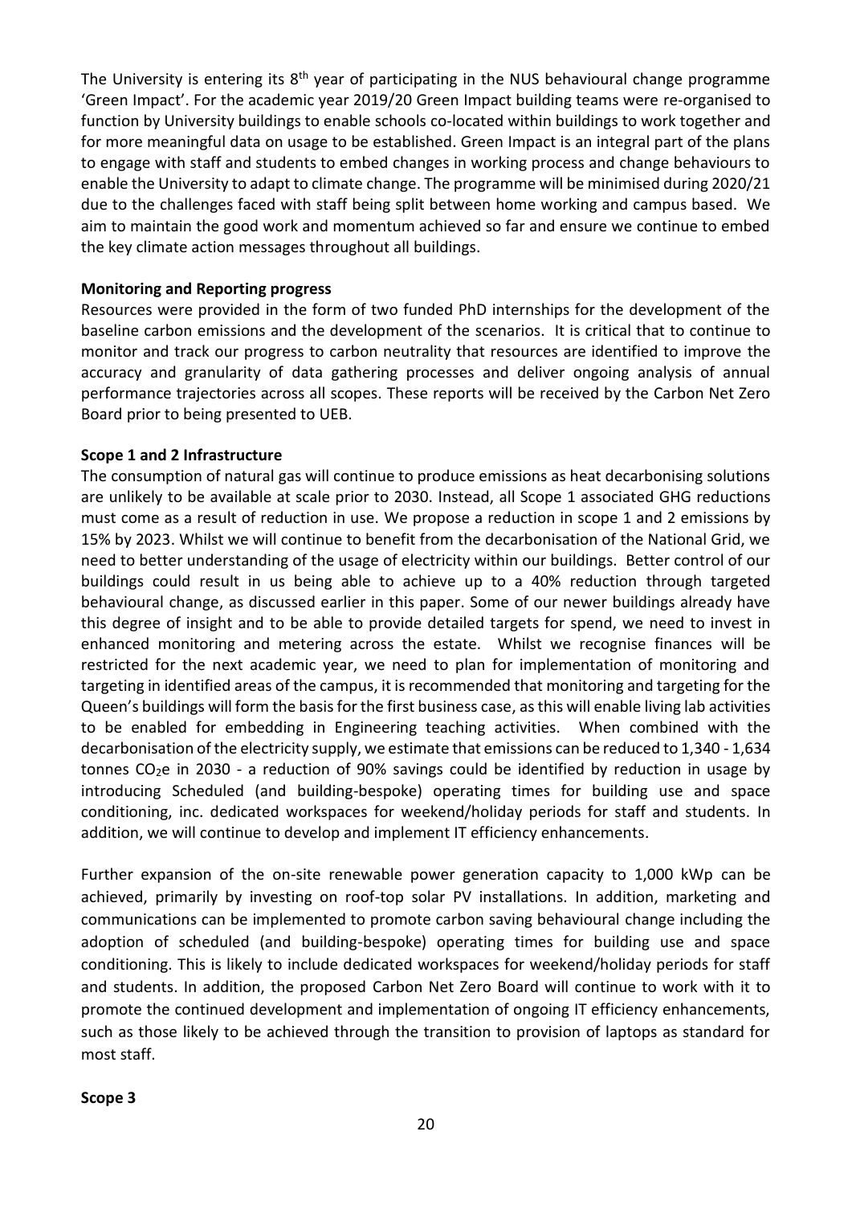The University is entering its 8th year of participating in the NUS behavioural change programme 'Green Impact'. For the academic year 2019/20 Green Impact building teams were re-organised to function by University buildings to enable schools co-located within buildings to work together and for more meaningful data on usage to be established. Green Impact is an integral part of the plans to engage with staff and students to embed changes in working process and change behaviours to enable the University to adapt to climate change. The programme will be minimised during 2020/21 due to the challenges faced with staff being split between home working and campus based. We aim to maintain the good work and momentum achieved so far and ensure we continue to embed the key climate action messages throughout all buildings.

**Monitoring and Reporting progress**

Resources were provided in the form of two funded PhD internships for the development of the baseline carbon emissions and the development of the scenarios. It is critical that to continue to monitor and track our progress to carbon neutrality that resources are identified to improve the accuracy and granularity of data gathering processes and deliver ongoing analysis of annual performance trajectories across all scopes. These reports will be received by the Carbon Net Zero Board prior to being presented to UEB.

**Scope 1 and 2 Infrastructure**

The consumption of natural gas will continue to produce emissions as heat decarbonising solutions are unlikely to be available at scale prior to 2030. Instead, all Scope 1 associated GHG reductions must come as a result of reduction in use. We propose a reduction in scope 1 and 2 emissions by 15% by 2023. Whilst we will continue to benefit from the decarbonisation of the National Grid, we need to better understanding of the usage of electricity within our buildings. Better control of our buildings could result in us being able to achieve up to a 40% reduction through targeted behavioural change, as discussed earlier in this paper. Some of our newer buildings already have this degree of insight and to be able to provide detailed targets for spend, we need to invest in enhanced monitoring and metering across the estate. Whilst we recognise finances will be restricted for the next academic year, we need to plan for implementation of monitoring and targeting in identified areas of the campus, it is recommended that monitoring and targeting for the Queen's buildings will form the basis for the first business case, as this will enable living lab activities to be enabled for embedding in Engineering teaching activities. When combined with the decarbonisation of the electricity supply, we estimate that emissions can be reduced to 1,340 - 1,634 tonnes $CO_2e$ in 2030 - a reduction of 90% savings could be identified by reduction in usage by introducing Scheduled (and building-bespoke) operating times for building use and space conditioning, inc. dedicated workspaces for weekend/holiday periods for staff and students. In addition, we will continue to develop and implement IT efficiency enhancements.

Further expansion of the on-site renewable power generation capacity to 1,000 kWp can be achieved, primarily by investing on roof-top solar PV installations. In addition, marketing and communications can be implemented to promote carbon saving behavioural change including the adoption of scheduled (and building-bespoke) operating times for building use and space conditioning. This is likely to include dedicated workspaces for weekend/holiday periods for staff and students. In addition, the proposed Carbon Net Zero Board will continue to work with it to promote the continued development and implementation of ongoing IT efficiency enhancements, such as those likely to be achieved through the transition to provision of laptops as standard for most staff.

**Scope 3**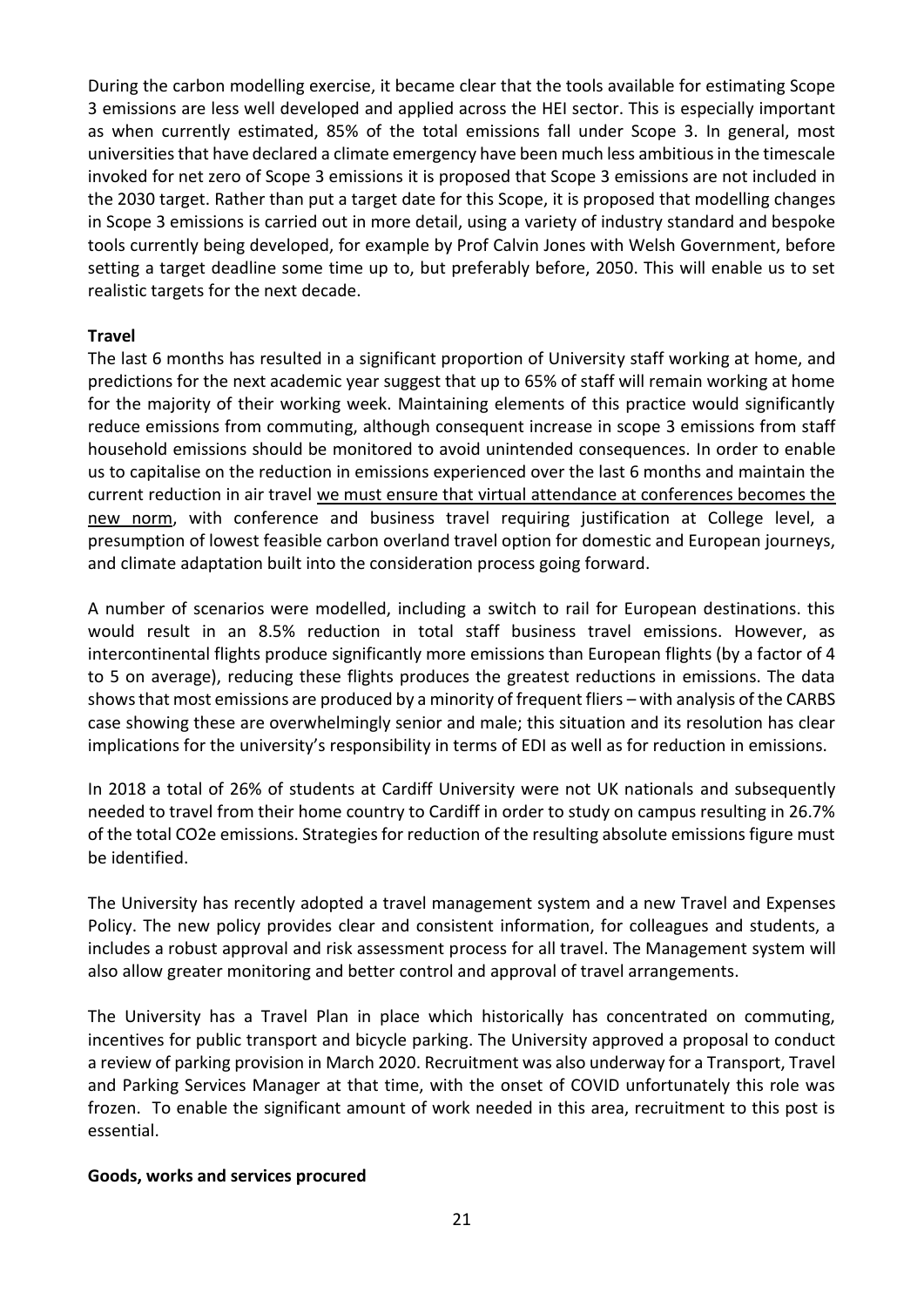During the carbon modelling exercise, it became clear that the tools available for estimating Scope 3 emissions are less well developed and applied across the HEI sector. This is especially important as when currently estimated, 85% of the total emissions fall under Scope 3. In general, most universities that have declared a climate emergency have been much less ambitious in the timescale invoked for net zero of Scope 3 emissions it is proposed that Scope 3 emissions are not included in the 2030 target. Rather than put a target date for this Scope, it is proposed that modelling changes in Scope 3 emissions is carried out in more detail, using a variety of industry standard and bespoke tools currently being developed, for example by Prof Calvin Jones with Welsh Government, before setting a target deadline some time up to, but preferably before, 2050. This will enable us to set realistic targets for the next decade.

**Travel**

The last 6 months has resulted in a significant proportion of University staff working at home, and predictions for the next academic year suggest that up to 65% of staff will remain working at home for the majority of their working week. Maintaining elements of this practice would significantly reduce emissions from commuting, although consequent increase in scope 3 emissions from staff household emissions should be monitored to avoid unintended consequences. In order to enable us to capitalise on the reduction in emissions experienced over the last 6 months and maintain the current reduction in air travel <u>we must ensure that virtual attendance at conferences becomes the new norm</u>, with conference and business travel requiring justification at College level, a presumption of lowest feasible carbon overland travel option for domestic and European journeys, and climate adaptation built into the consideration process going forward.

A number of scenarios were modelled, including a switch to rail for European destinations. this would result in an 8.5% reduction in total staff business travel emissions. However, as intercontinental flights produce significantly more emissions than European flights (by a factor of 4 to 5 on average), reducing these flights produces the greatest reductions in emissions. The data shows that most emissions are produced by a minority of frequent fliers – with analysis of the CARBS case showing these are overwhelmingly senior and male; this situation and its resolution has clear implications for the university's responsibility in terms of EDI as well as for reduction in emissions.

In 2018 a total of 26% of students at Cardiff University were not UK nationals and subsequently needed to travel from their home country to Cardiff in order to study on campus resulting in 26.7% of the total $CO_2e$ emissions. Strategies for reduction of the resulting absolute emissions figure must be identified.

The University has recently adopted a travel management system and a new Travel and Expenses Policy. The new policy provides clear and consistent information, for colleagues and students, a includes a robust approval and risk assessment process for all travel. The Management system will also allow greater monitoring and better control and approval of travel arrangements.

The University has a Travel Plan in place which historically has concentrated on commuting, incentives for public transport and bicycle parking. The University approved a proposal to conduct a review of parking provision in March 2020. Recruitment was also underway for a Transport, Travel and Parking Services Manager at that time, with the onset of COVID unfortunately this role was frozen. To enable the significant amount of work needed in this area, recruitment to this post is essential.

**Goods, works and services procured**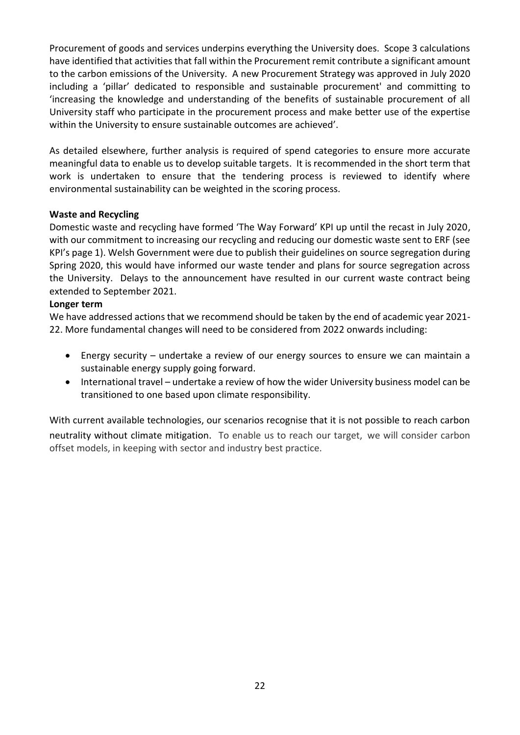Procurement of goods and services underpins everything the University does. Scope 3 calculations have identified that activities that fall within the Procurement remit contribute a significant amount to the carbon emissions of the University. A new Procurement Strategy was approved in July 2020 including a 'pillar' dedicated to responsible and sustainable procurement' and committing to 'increasing the knowledge and understanding of the benefits of sustainable procurement of all University staff who participate in the procurement process and make better use of the expertise within the University to ensure sustainable outcomes are achieved'.

As detailed elsewhere, further analysis is required of spend categories to ensure more accurate meaningful data to enable us to develop suitable targets. It is recommended in the short term that work is undertaken to ensure that the tendering process is reviewed to identify where environmental sustainability can be weighted in the scoring process.

**Waste and Recycling**

Domestic waste and recycling have formed 'The Way Forward' KPI up until the recast in July 2020, with our commitment to increasing our recycling and reducing our domestic waste sent to ERF (see KPI's page 1). Welsh Government were due to publish their guidelines on source segregation during Spring 2020, this would have informed our waste tender and plans for source segregation across the University. Delays to the announcement have resulted in our current waste contract being extended to September 2021.

**Longer term**

We have addressed actions that we recommend should be taken by the end of academic year 2021-22. More fundamental changes will need to be considered from 2022 onwards including:

- Energy security – undertake a review of our energy sources to ensure we can maintain a sustainable energy supply going forward.
- International travel – undertake a review of how the wider University business model can be transitioned to one based upon climate responsibility.

With current available technologies, our scenarios recognise that it is not possible to reach carbon neutrality without climate mitigation. To enable us to reach our target, we will consider carbon offset models, in keeping with sector and industry best practice.